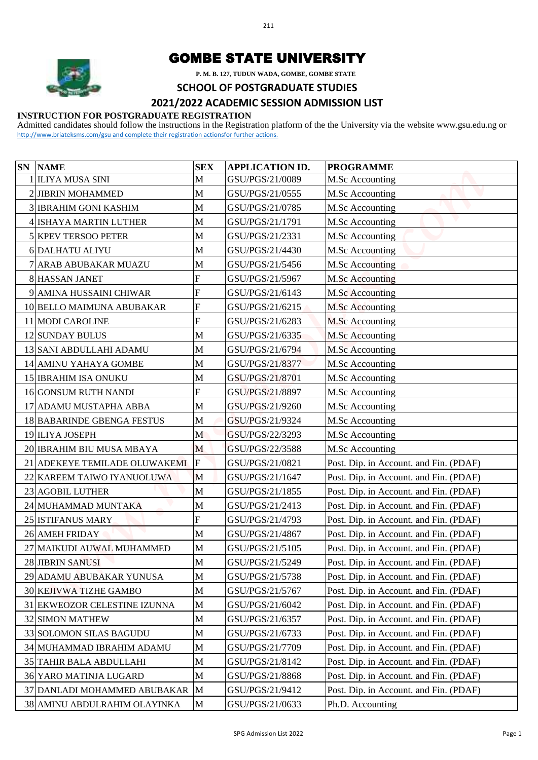# GOMBE STATE UNIVERSITY

**P. M. B. 127, TUDUN WADA, GOMBE, GOMBE STATE**

## SCHOOL OF POSTGRADUATE STUDIES

## 2021/2022 ACADEMIC SESSION ADMISSION LIST

**INSTRUCTION FOR POSTGRADUATE REGISTRATION**

Admitted candidates should follow the instructions in the Registration platform of the the University via the website www.gsu.edu.ng or http://www.briateksms.com/gsu and complete their registration actionsfor further actions.

| SN | NAME | SEX | APPLICATION ID. | PROGRAMME |
|---|---|---|---|---|
| 1 | ILIYA MUSA SINI | M | GSU/PGS/21/0089 | M.Sc Accounting |
| 2 | JIBRIN MOHAMMED | M | GSU/PGS/21/0555 | M.Sc Accounting |
| 3 | IBRAHIM GONI KASHIM | M | GSU/PGS/21/0785 | M.Sc Accounting |
| 4 | ISHAYA MARTIN LUTHER | M | GSU/PGS/21/1791 | M.Sc Accounting |
| 5 | KPEV TERSOO PETER | M | GSU/PGS/21/2331 | M.Sc Accounting |
| 6 | DALHATU ALIYU | M | GSU/PGS/21/4430 | M.Sc Accounting |
| 7 | ARAB ABUBAKAR MUAZU | M | GSU/PGS/21/5456 | M.Sc Accounting |
| 8 | HASSAN JANET | F | GSU/PGS/21/5967 | M.Sc Accounting |
| 9 | AMINA HUSSAINI CHIWAR | F | GSU/PGS/21/6143 | M.Sc Accounting |
| 10 | BELLO MAIMUNA ABUBAKAR | F | GSU/PGS/21/6215 | M.Sc Accounting |
| 11 | MODI CAROLINE | F | GSU/PGS/21/6283 | M.Sc Accounting |
| 12 | SUNDAY BULUS | M | GSU/PGS/21/6335 | M.Sc Accounting |
| 13 | SANI ABDULLAHI ADAMU | M | GSU/PGS/21/6794 | M.Sc Accounting |
| 14 | AMINU YAHAYA GOMBE | M | GSU/PGS/21/8377 | M.Sc Accounting |
| 15 | IBRAHIM ISA ONUKU | M | GSU/PGS/21/8701 | M.Sc Accounting |
| 16 | GONSUM RUTH NANDI | F | GSU/PGS/21/8897 | M.Sc Accounting |
| 17 | ADAMU MUSTAPHA ABBA | M | GSU/PGS/21/9260 | M.Sc Accounting |
| 18 | BABARINDE GBENGA FESTUS | M | GSU/PGS/21/9324 | M.Sc Accounting |
| 19 | ILIYA JOSEPH | M | GSU/PGS/22/3293 | M.Sc Accounting |
| 20 | IBRAHIM BIU MUSA MBAYA | M | GSU/PGS/22/3588 | M.Sc Accounting |
| 21 | ADEKEYE TEMILADE OLUWAKEMI | F | GSU/PGS/21/0821 | Post. Dip. in Account. and Fin. (PDAF) |
| 22 | KAREEM TAIWO IYANUOLUWA | M | GSU/PGS/21/1647 | Post. Dip. in Account. and Fin. (PDAF) |
| 23 | AGOBIL LUTHER | M | GSU/PGS/21/1855 | Post. Dip. in Account. and Fin. (PDAF) |
| 24 | MUHAMMAD MUNTAKA | M | GSU/PGS/21/2413 | Post. Dip. in Account. and Fin. (PDAF) |
| 25 | ISTIFANUS MARY | F | GSU/PGS/21/4793 | Post. Dip. in Account. and Fin. (PDAF) |
| 26 | AMEH FRIDAY | M | GSU/PGS/21/4867 | Post. Dip. in Account. and Fin. (PDAF) |
| 27 | MAIKUDI AUWAL MUHAMMED | M | GSU/PGS/21/5105 | Post. Dip. in Account. and Fin. (PDAF) |
| 28 | JIBRIN SANUSI | M | GSU/PGS/21/5249 | Post. Dip. in Account. and Fin. (PDAF) |
| 29 | ADAMU ABUBAKAR YUNUSA | M | GSU/PGS/21/5738 | Post. Dip. in Account. and Fin. (PDAF) |
| 30 | KEJIVWA TIZHE GAMBO | M | GSU/PGS/21/5767 | Post. Dip. in Account. and Fin. (PDAF) |
| 31 | EKWEOZOR CELESTINE IZUNNA | M | GSU/PGS/21/6042 | Post. Dip. in Account. and Fin. (PDAF) |
| 32 | SIMON MATHEW | M | GSU/PGS/21/6357 | Post. Dip. in Account. and Fin. (PDAF) |
| 33 | SOLOMON SILAS BAGUDU | M | GSU/PGS/21/6733 | Post. Dip. in Account. and Fin. (PDAF) |
| 34 | MUHAMMAD IBRAHIM ADAMU | M | GSU/PGS/21/7709 | Post. Dip. in Account. and Fin. (PDAF) |
| 35 | TAHIR BALA ABDULLAHI | M | GSU/PGS/21/8142 | Post. Dip. in Account. and Fin. (PDAF) |
| 36 | YARO MATINJA LUGARD | M | GSU/PGS/21/8868 | Post. Dip. in Account. and Fin. (PDAF) |
| 37 | DANLADI MOHAMMED ABUBAKAR | M | GSU/PGS/21/9412 | Post. Dip. in Account. and Fin. (PDAF) |
| 38 | AMINU ABDULRAHIM OLAYINKA | M | GSU/PGS/21/0633 | Ph.D. Accounting |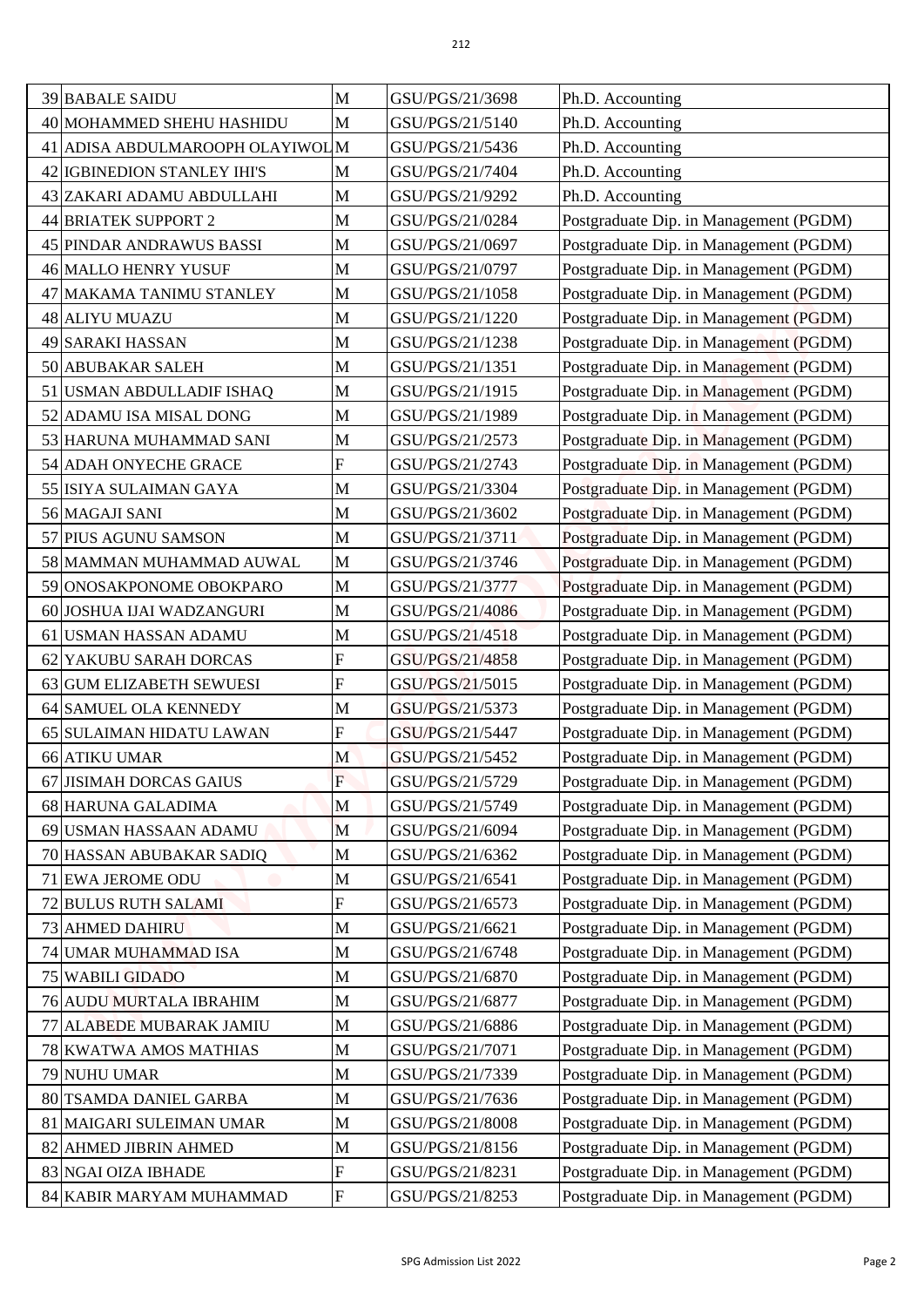| 39 | BABALE SAIDU | M | GSU/PGS/21/3698 | Ph.D. Accounting |
|---|---|---|---|---|
| 40 | MOHAMMED SHEHU HASHIDU | M | GSU/PGS/21/5140 | Ph.D. Accounting |
| 41 | ADISA ABDULMAROOPH OLAYIWOL | M | GSU/PGS/21/5436 | Ph.D. Accounting |
| 42 | IGBINEDION STANLEY IHI'S | M | GSU/PGS/21/7404 | Ph.D. Accounting |
| 43 | ZAKARI ADAMU ABDULLAHI | M | GSU/PGS/21/9292 | Ph.D. Accounting |
| 44 | BRIATEK SUPPORT 2 | M | GSU/PGS/21/0284 | Postgraduate Dip. in Management (PGDM) |
| 45 | PINDAR ANDRAWUS BASSI | M | GSU/PGS/21/0697 | Postgraduate Dip. in Management (PGDM) |
| 46 | MALLO HENRY YUSUF | M | GSU/PGS/21/0797 | Postgraduate Dip. in Management (PGDM) |
| 47 | MAKAMA TANIMU STANLEY | M | GSU/PGS/21/1058 | Postgraduate Dip. in Management (PGDM) |
| 48 | ALIYU MUAZU | M | GSU/PGS/21/1220 | Postgraduate Dip. in Management (PGDM) |
| 49 | SARAKI HASSAN | M | GSU/PGS/21/1238 | Postgraduate Dip. in Management (PGDM) |
| 50 | ABUBAKAR SALEH | M | GSU/PGS/21/1351 | Postgraduate Dip. in Management (PGDM) |
| 51 | USMAN ABDULLADIF ISHAQ | M | GSU/PGS/21/1915 | Postgraduate Dip. in Management (PGDM) |
| 52 | ADAMU ISA MISAL DONG | M | GSU/PGS/21/1989 | Postgraduate Dip. in Management (PGDM) |
| 53 | HARUNA MUHAMMAD SANI | M | GSU/PGS/21/2573 | Postgraduate Dip. in Management (PGDM) |
| 54 | ADAH ONYECHE GRACE | F | GSU/PGS/21/2743 | Postgraduate Dip. in Management (PGDM) |
| 55 | ISIYA SULAIMAN GAYA | M | GSU/PGS/21/3304 | Postgraduate Dip. in Management (PGDM) |
| 56 | MAGAJI SANI | M | GSU/PGS/21/3602 | Postgraduate Dip. in Management (PGDM) |
| 57 | PIUS AGUNU SAMSON | M | GSU/PGS/21/3711 | Postgraduate Dip. in Management (PGDM) |
| 58 | MAMMAN MUHAMMAD AUWAL | M | GSU/PGS/21/3746 | Postgraduate Dip. in Management (PGDM) |
| 59 | ONOSAKPONOME OBOKPARO | M | GSU/PGS/21/3777 | Postgraduate Dip. in Management (PGDM) |
| 60 | JOSHUA IJAI WADZANGURI | M | GSU/PGS/21/4086 | Postgraduate Dip. in Management (PGDM) |
| 61 | USMAN HASSAN ADAMU | M | GSU/PGS/21/4518 | Postgraduate Dip. in Management (PGDM) |
| 62 | YAKUBU SARAH DORCAS | F | GSU/PGS/21/4858 | Postgraduate Dip. in Management (PGDM) |
| 63 | GUM ELIZABETH SEWUESI | F | GSU/PGS/21/5015 | Postgraduate Dip. in Management (PGDM) |
| 64 | SAMUEL OLA KENNEDY | M | GSU/PGS/21/5373 | Postgraduate Dip. in Management (PGDM) |
| 65 | SULAIMAN HIDATU LAWAN | F | GSU/PGS/21/5447 | Postgraduate Dip. in Management (PGDM) |
| 66 | ATIKU UMAR | M | GSU/PGS/21/5452 | Postgraduate Dip. in Management (PGDM) |
| 67 | JISIMAH DORCAS GAIUS | F | GSU/PGS/21/5729 | Postgraduate Dip. in Management (PGDM) |
| 68 | HARUNA GALADIMA | M | GSU/PGS/21/5749 | Postgraduate Dip. in Management (PGDM) |
| 69 | USMAN HASSAAN ADAMU | M | GSU/PGS/21/6094 | Postgraduate Dip. in Management (PGDM) |
| 70 | HASSAN ABUBAKAR SADIQ | M | GSU/PGS/21/6362 | Postgraduate Dip. in Management (PGDM) |
| 71 | EWA JEROME ODU | M | GSU/PGS/21/6541 | Postgraduate Dip. in Management (PGDM) |
| 72 | BULUS RUTH SALAMI | F | GSU/PGS/21/6573 | Postgraduate Dip. in Management (PGDM) |
| 73 | AHMED DAHIRU | M | GSU/PGS/21/6621 | Postgraduate Dip. in Management (PGDM) |
| 74 | UMAR MUHAMMAD ISA | M | GSU/PGS/21/6748 | Postgraduate Dip. in Management (PGDM) |
| 75 | WABILI GIDADO | M | GSU/PGS/21/6870 | Postgraduate Dip. in Management (PGDM) |
| 76 | AUDU MURTALA IBRAHIM | M | GSU/PGS/21/6877 | Postgraduate Dip. in Management (PGDM) |
| 77 | ALABEDE MUBARAK JAMIU | M | GSU/PGS/21/6886 | Postgraduate Dip. in Management (PGDM) |
| 78 | KWATWA AMOS MATHIAS | M | GSU/PGS/21/7071 | Postgraduate Dip. in Management (PGDM) |
| 79 | NUHU UMAR | M | GSU/PGS/21/7339 | Postgraduate Dip. in Management (PGDM) |
| 80 | TSAMDA DANIEL GARBA | M | GSU/PGS/21/7636 | Postgraduate Dip. in Management (PGDM) |
| 81 | MAIGARI SULEIMAN UMAR | M | GSU/PGS/21/8008 | Postgraduate Dip. in Management (PGDM) |
| 82 | AHMED JIBRIN AHMED | M | GSU/PGS/21/8156 | Postgraduate Dip. in Management (PGDM) |
| 83 | NGAI OIZA IBHADE | F | GSU/PGS/21/8231 | Postgraduate Dip. in Management (PGDM) |
| 84 | KABIR MARYAM MUHAMMAD | F | GSU/PGS/21/8253 | Postgraduate Dip. in Management (PGDM) |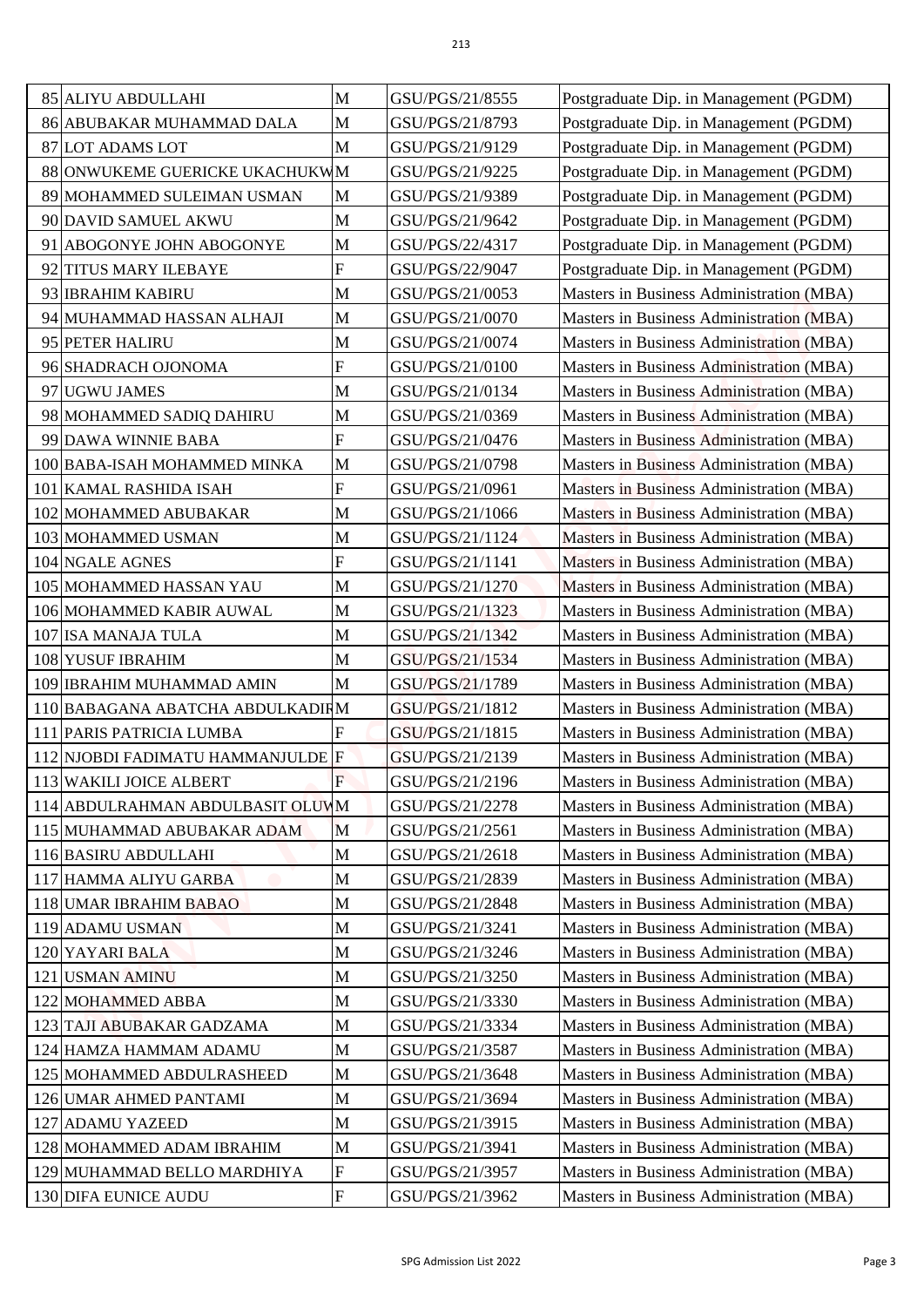| | | | | |
|---|---|---|---|---|
| 85 | ALIYU ABDULLAHI | M | GSU/PGS/21/8555 | Postgraduate Dip. in Management (PGDM) |
| 86 | ABUBAKAR MUHAMMAD DALA | M | GSU/PGS/21/8793 | Postgraduate Dip. in Management (PGDM) |
| 87 | LOT ADAMS LOT | M | GSU/PGS/21/9129 | Postgraduate Dip. in Management (PGDM) |
| 88 | ONWUKEME GUERICKE UKACHUKW | M | GSU/PGS/21/9225 | Postgraduate Dip. in Management (PGDM) |
| 89 | MOHAMMED SULEIMAN USMAN | M | GSU/PGS/21/9389 | Postgraduate Dip. in Management (PGDM) |
| 90 | DAVID SAMUEL AKWU | M | GSU/PGS/21/9642 | Postgraduate Dip. in Management (PGDM) |
| 91 | ABOGONYE JOHN ABOGONYE | M | GSU/PGS/22/4317 | Postgraduate Dip. in Management (PGDM) |
| 92 | TITUS MARY ILEBAYE | F | GSU/PGS/22/9047 | Postgraduate Dip. in Management (PGDM) |
| 93 | IBRAHIM KABIRU | M | GSU/PGS/21/0053 | Masters in Business Administration (MBA) |
| 94 | MUHAMMAD HASSAN ALHAJI | M | GSU/PGS/21/0070 | Masters in Business Administration (MBA) |
| 95 | PETER HALIRU | M | GSU/PGS/21/0074 | Masters in Business Administration (MBA) |
| 96 | SHADRACH OJONOMA | F | GSU/PGS/21/0100 | Masters in Business Administration (MBA) |
| 97 | UGWU JAMES | M | GSU/PGS/21/0134 | Masters in Business Administration (MBA) |
| 98 | MOHAMMED SADIQ DAHIRU | M | GSU/PGS/21/0369 | Masters in Business Administration (MBA) |
| 99 | DAWA WINNIE BABA | F | GSU/PGS/21/0476 | Masters in Business Administration (MBA) |
| 100 | BABA-ISAH MOHAMMED MINKA | M | GSU/PGS/21/0798 | Masters in Business Administration (MBA) |
| 101 | KAMAL RASHIDA ISAH | F | GSU/PGS/21/0961 | Masters in Business Administration (MBA) |
| 102 | MOHAMMED ABUBAKAR | M | GSU/PGS/21/1066 | Masters in Business Administration (MBA) |
| 103 | MOHAMMED USMAN | M | GSU/PGS/21/1124 | Masters in Business Administration (MBA) |
| 104 | NGALE AGNES | F | GSU/PGS/21/1141 | Masters in Business Administration (MBA) |
| 105 | MOHAMMED HASSAN YAU | M | GSU/PGS/21/1270 | Masters in Business Administration (MBA) |
| 106 | MOHAMMED KABIR AUWAL | M | GSU/PGS/21/1323 | Masters in Business Administration (MBA) |
| 107 | ISA MANAJA TULA | M | GSU/PGS/21/1342 | Masters in Business Administration (MBA) |
| 108 | YUSUF IBRAHIM | M | GSU/PGS/21/1534 | Masters in Business Administration (MBA) |
| 109 | IBRAHIM MUHAMMAD AMIN | M | GSU/PGS/21/1789 | Masters in Business Administration (MBA) |
| 110 | BABAGANA ABATCHA ABDULKADIR | M | GSU/PGS/21/1812 | Masters in Business Administration (MBA) |
| 111 | PARIS PATRICIA LUMBA | F | GSU/PGS/21/1815 | Masters in Business Administration (MBA) |
| 112 | NJOBDI FADIMATU HAMMANJULDE | F | GSU/PGS/21/2139 | Masters in Business Administration (MBA) |
| 113 | WAKILI JOICE ALBERT | F | GSU/PGS/21/2196 | Masters in Business Administration (MBA) |
| 114 | ABDULRAHMAN ABDULBASIT OLUW | M | GSU/PGS/21/2278 | Masters in Business Administration (MBA) |
| 115 | MUHAMMAD ABUBAKAR ADAM | M | GSU/PGS/21/2561 | Masters in Business Administration (MBA) |
| 116 | BASIRU ABDULLAHI | M | GSU/PGS/21/2618 | Masters in Business Administration (MBA) |
| 117 | HAMMA ALIYU GARBA | M | GSU/PGS/21/2839 | Masters in Business Administration (MBA) |
| 118 | UMAR IBRAHIM BABAO | M | GSU/PGS/21/2848 | Masters in Business Administration (MBA) |
| 119 | ADAMU USMAN | M | GSU/PGS/21/3241 | Masters in Business Administration (MBA) |
| 120 | YAYARI BALA | M | GSU/PGS/21/3246 | Masters in Business Administration (MBA) |
| 121 | USMAN AMINU | M | GSU/PGS/21/3250 | Masters in Business Administration (MBA) |
| 122 | MOHAMMED ABBA | M | GSU/PGS/21/3330 | Masters in Business Administration (MBA) |
| 123 | TAJI ABUBAKAR GADZAMA | M | GSU/PGS/21/3334 | Masters in Business Administration (MBA) |
| 124 | HAMZA HAMMAM ADAMU | M | GSU/PGS/21/3587 | Masters in Business Administration (MBA) |
| 125 | MOHAMMED ABDULRASHEED | M | GSU/PGS/21/3648 | Masters in Business Administration (MBA) |
| 126 | UMAR AHMED PANTAMI | M | GSU/PGS/21/3694 | Masters in Business Administration (MBA) |
| 127 | ADAMU YAZEED | M | GSU/PGS/21/3915 | Masters in Business Administration (MBA) |
| 128 | MOHAMMED ADAM IBRAHIM | M | GSU/PGS/21/3941 | Masters in Business Administration (MBA) |
| 129 | MUHAMMAD BELLO MARDHIYA | F | GSU/PGS/21/3957 | Masters in Business Administration (MBA) |
| 130 | DIFA EUNICE AUDU | F | GSU/PGS/21/3962 | Masters in Business Administration (MBA) |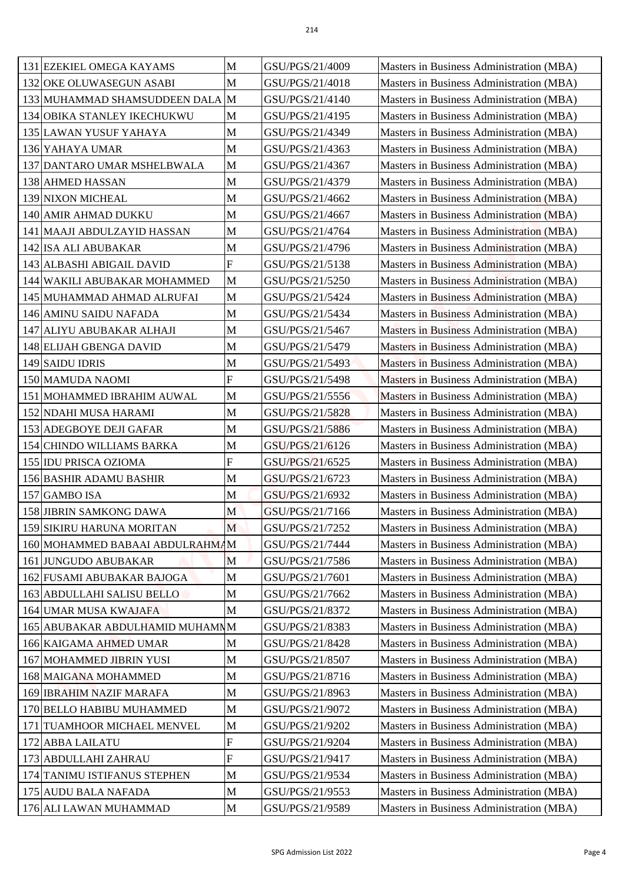| | | | | |
|---|---|---|---|---|
| 131 | EZEKIEL OMEGA KAYAMS | M | GSU/PGS/21/4009 | Masters in Business Administration (MBA) |
| 132 | OKE OLUWASEGUN ASABI | M | GSU/PGS/21/4018 | Masters in Business Administration (MBA) |
| 133 | MUHAMMAD SHAMSUDDEEN DALA | M | GSU/PGS/21/4140 | Masters in Business Administration (MBA) |
| 134 | OBIKA STANLEY IKECHUKWU | M | GSU/PGS/21/4195 | Masters in Business Administration (MBA) |
| 135 | LAWAN YUSUF YAHAYA | M | GSU/PGS/21/4349 | Masters in Business Administration (MBA) |
| 136 | YAHAYA UMAR | M | GSU/PGS/21/4363 | Masters in Business Administration (MBA) |
| 137 | DANTARO UMAR MSHELBWALA | M | GSU/PGS/21/4367 | Masters in Business Administration (MBA) |
| 138 | AHMED HASSAN | M | GSU/PGS/21/4379 | Masters in Business Administration (MBA) |
| 139 | NIXON MICHEAL | M | GSU/PGS/21/4662 | Masters in Business Administration (MBA) |
| 140 | AMIR AHMAD DUKKU | M | GSU/PGS/21/4667 | Masters in Business Administration (MBA) |
| 141 | MAAJI ABDULZAYID HASSAN | M | GSU/PGS/21/4764 | Masters in Business Administration (MBA) |
| 142 | ISA ALI ABUBAKAR | M | GSU/PGS/21/4796 | Masters in Business Administration (MBA) |
| 143 | ALBASHI ABIGAIL DAVID | F | GSU/PGS/21/5138 | Masters in Business Administration (MBA) |
| 144 | WAKILI ABUBAKAR MOHAMMED | M | GSU/PGS/21/5250 | Masters in Business Administration (MBA) |
| 145 | MUHAMMAD AHMAD ALRUFAI | M | GSU/PGS/21/5424 | Masters in Business Administration (MBA) |
| 146 | AMINU SAIDU NAFADA | M | GSU/PGS/21/5434 | Masters in Business Administration (MBA) |
| 147 | ALIYU ABUBAKAR ALHAJI | M | GSU/PGS/21/5467 | Masters in Business Administration (MBA) |
| 148 | ELIJAH GBENGA DAVID | M | GSU/PGS/21/5479 | Masters in Business Administration (MBA) |
| 149 | SAIDU IDRIS | M | GSU/PGS/21/5493 | Masters in Business Administration (MBA) |
| 150 | MAMUDA NAOMI | F | GSU/PGS/21/5498 | Masters in Business Administration (MBA) |
| 151 | MOHAMMED IBRAHIM AUWAL | M | GSU/PGS/21/5556 | Masters in Business Administration (MBA) |
| 152 | NDAHI MUSA HARAMI | M | GSU/PGS/21/5828 | Masters in Business Administration (MBA) |
| 153 | ADEGBOYE DEJI GAFAR | M | GSU/PGS/21/5886 | Masters in Business Administration (MBA) |
| 154 | CHINDO WILLIAMS BARKA | M | GSU/PGS/21/6126 | Masters in Business Administration (MBA) |
| 155 | IDU PRISCA OZIOMA | F | GSU/PGS/21/6525 | Masters in Business Administration (MBA) |
| 156 | BASHIR ADAMU BASHIR | M | GSU/PGS/21/6723 | Masters in Business Administration (MBA) |
| 157 | GAMBO ISA | M | GSU/PGS/21/6932 | Masters in Business Administration (MBA) |
| 158 | JIBRIN SAMKONG DAWA | M | GSU/PGS/21/7166 | Masters in Business Administration (MBA) |
| 159 | SIKIRU HARUNA MORITAN | M | GSU/PGS/21/7252 | Masters in Business Administration (MBA) |
| 160 | MOHAMMED BABAAI ABDULRAHMA | M | GSU/PGS/21/7444 | Masters in Business Administration (MBA) |
| 161 | JUNGUDO ABUBAKAR | M | GSU/PGS/21/7586 | Masters in Business Administration (MBA) |
| 162 | FUSAMI ABUBAKAR BAJOGA | M | GSU/PGS/21/7601 | Masters in Business Administration (MBA) |
| 163 | ABDULLAHI SALISU BELLO | M | GSU/PGS/21/7662 | Masters in Business Administration (MBA) |
| 164 | UMAR MUSA KWAJAFA | M | GSU/PGS/21/8372 | Masters in Business Administration (MBA) |
| 165 | ABUBAKAR ABDULHAMID MUHAMM | M | GSU/PGS/21/8383 | Masters in Business Administration (MBA) |
| 166 | KAIGAMA AHMED UMAR | M | GSU/PGS/21/8428 | Masters in Business Administration (MBA) |
| 167 | MOHAMMED JIBRIN YUSI | M | GSU/PGS/21/8507 | Masters in Business Administration (MBA) |
| 168 | MAIGANA MOHAMMED | M | GSU/PGS/21/8716 | Masters in Business Administration (MBA) |
| 169 | IBRAHIM NAZIF MARAFA | M | GSU/PGS/21/8963 | Masters in Business Administration (MBA) |
| 170 | BELLO HABIBU MUHAMMED | M | GSU/PGS/21/9072 | Masters in Business Administration (MBA) |
| 171 | TUAMHOOR MICHAEL MENVEL | M | GSU/PGS/21/9202 | Masters in Business Administration (MBA) |
| 172 | ABBA LAILATU | F | GSU/PGS/21/9204 | Masters in Business Administration (MBA) |
| 173 | ABDULLAHI ZAHRAU | F | GSU/PGS/21/9417 | Masters in Business Administration (MBA) |
| 174 | TANIMU ISTIFANUS STEPHEN | M | GSU/PGS/21/9534 | Masters in Business Administration (MBA) |
| 175 | AUDU BALA NAFADA | M | GSU/PGS/21/9553 | Masters in Business Administration (MBA) |
| 176 | ALI LAWAN MUHAMMAD | M | GSU/PGS/21/9589 | Masters in Business Administration (MBA) |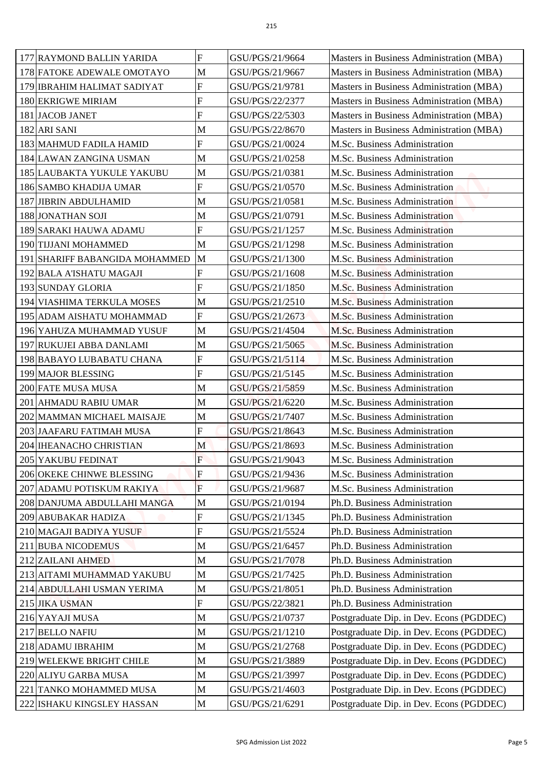| 177 | RAYMOND BALLIN YARIDA | F | GSU/PGS/21/9664 | Masters in Business Administration (MBA) |
|---|---|---|---|---|
| 178 | FATOKE ADEWALE OMOTAYO | M | GSU/PGS/21/9667 | Masters in Business Administration (MBA) |
| 179 | IBRAHIM HALIMAT SADIYAT | F | GSU/PGS/21/9781 | Masters in Business Administration (MBA) |
| 180 | EKRIGWE MIRIAM | F | GSU/PGS/22/2377 | Masters in Business Administration (MBA) |
| 181 | JACOB JANET | F | GSU/PGS/22/5303 | Masters in Business Administration (MBA) |
| 182 | ARI SANI | M | GSU/PGS/22/8670 | Masters in Business Administration (MBA) |
| 183 | MAHMUD FADILA HAMID | F | GSU/PGS/21/0024 | M.Sc. Business Administration |
| 184 | LAWAN ZANGINA USMAN | M | GSU/PGS/21/0258 | M.Sc. Business Administration |
| 185 | LAUBAKTA YUKULE YAKUBU | M | GSU/PGS/21/0381 | M.Sc. Business Administration |
| 186 | SAMBO KHADIJA UMAR | F | GSU/PGS/21/0570 | M.Sc. Business Administration |
| 187 | JIBRIN ABDULHAMID | M | GSU/PGS/21/0581 | M.Sc. Business Administration |
| 188 | JONATHAN SOJI | M | GSU/PGS/21/0791 | M.Sc. Business Administration |
| 189 | SARAKI HAUWA ADAMU | F | GSU/PGS/21/1257 | M.Sc. Business Administration |
| 190 | TIJJANI MOHAMMED | M | GSU/PGS/21/1298 | M.Sc. Business Administration |
| 191 | SHARIFF BABANGIDA MOHAMMED | M | GSU/PGS/21/1300 | M.Sc. Business Administration |
| 192 | BALA A'ISHATU MAGAJI | F | GSU/PGS/21/1608 | M.Sc. Business Administration |
| 193 | SUNDAY GLORIA | F | GSU/PGS/21/1850 | M.Sc. Business Administration |
| 194 | VIASHIMA TERKULA MOSES | M | GSU/PGS/21/2510 | M.Sc. Business Administration |
| 195 | ADAM AISHATU MOHAMMAD | F | GSU/PGS/21/2673 | M.Sc. Business Administration |
| 196 | YAHUZA MUHAMMAD YUSUF | M | GSU/PGS/21/4504 | M.Sc. Business Administration |
| 197 | RUKUJEI ABBA DANLAMI | M | GSU/PGS/21/5065 | M.Sc. Business Administration |
| 198 | BABAYO LUBABATU CHANA | F | GSU/PGS/21/5114 | M.Sc. Business Administration |
| 199 | MAJOR BLESSING | F | GSU/PGS/21/5145 | M.Sc. Business Administration |
| 200 | FATE MUSA MUSA | M | GSU/PGS/21/5859 | M.Sc. Business Administration |
| 201 | AHMADU RABIU UMAR | M | GSU/PGS/21/6220 | M.Sc. Business Administration |
| 202 | MAMMAN MICHAEL MAISAJE | M | GSU/PGS/21/7407 | M.Sc. Business Administration |
| 203 | JAAFARU FATIMAH MUSA | F | GSU/PGS/21/8643 | M.Sc. Business Administration |
| 204 | IHEANACHO CHRISTIAN | M | GSU/PGS/21/8693 | M.Sc. Business Administration |
| 205 | YAKUBU FEDINAT | F | GSU/PGS/21/9043 | M.Sc. Business Administration |
| 206 | OKEKE CHINWE BLESSING | F | GSU/PGS/21/9436 | M.Sc. Business Administration |
| 207 | ADAMU POTISKUM RAKIYA | F | GSU/PGS/21/9687 | M.Sc. Business Administration |
| 208 | DANJUMA ABDULLAHI MANGA | M | GSU/PGS/21/0194 | Ph.D. Business Administration |
| 209 | ABUBAKAR HADIZA | F | GSU/PGS/21/1345 | Ph.D. Business Administration |
| 210 | MAGAJI BADIYA YUSUF | F | GSU/PGS/21/5524 | Ph.D. Business Administration |
| 211 | BUBA NICODEMUS | M | GSU/PGS/21/6457 | Ph.D. Business Administration |
| 212 | ZAILANI AHMED | M | GSU/PGS/21/7078 | Ph.D. Business Administration |
| 213 | AITAMI MUHAMMAD YAKUBU | M | GSU/PGS/21/7425 | Ph.D. Business Administration |
| 214 | ABDULLAHI USMAN YERIMA | M | GSU/PGS/21/8051 | Ph.D. Business Administration |
| 215 | JIKA USMAN | F | GSU/PGS/22/3821 | Ph.D. Business Administration |
| 216 | YAYAJI MUSA | M | GSU/PGS/21/0737 | Postgraduate Dip. in Dev. Econs (PGDDEC) |
| 217 | BELLO NAFIU | M | GSU/PGS/21/1210 | Postgraduate Dip. in Dev. Econs (PGDDEC) |
| 218 | ADAMU IBRAHIM | M | GSU/PGS/21/2768 | Postgraduate Dip. in Dev. Econs (PGDDEC) |
| 219 | WELEKWE BRIGHT CHILE | M | GSU/PGS/21/3889 | Postgraduate Dip. in Dev. Econs (PGDDEC) |
| 220 | ALIYU GARBA MUSA | M | GSU/PGS/21/3997 | Postgraduate Dip. in Dev. Econs (PGDDEC) |
| 221 | TANKO MOHAMMED MUSA | M | GSU/PGS/21/4603 | Postgraduate Dip. in Dev. Econs (PGDDEC) |
| 222 | ISHAKU KINGSLEY HASSAN | M | GSU/PGS/21/6291 | Postgraduate Dip. in Dev. Econs (PGDDEC) |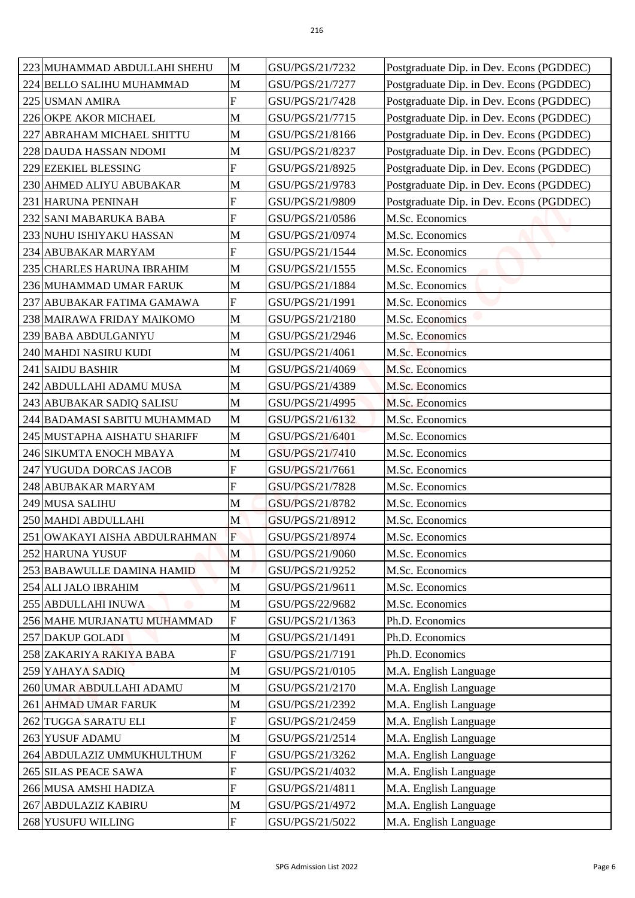| | | | | |
|---|---|---|---|---|
| 223 | MUHAMMAD ABDULLAHI SHEHU | M | GSU/PGS/21/7232 | Postgraduate Dip. in Dev. Econs (PGDDEC) |
| 224 | BELLO SALIHU MUHAMMAD | M | GSU/PGS/21/7277 | Postgraduate Dip. in Dev. Econs (PGDDEC) |
| 225 | USMAN AMIRA | F | GSU/PGS/21/7428 | Postgraduate Dip. in Dev. Econs (PGDDEC) |
| 226 | OKPE AKOR MICHAEL | M | GSU/PGS/21/7715 | Postgraduate Dip. in Dev. Econs (PGDDEC) |
| 227 | ABRAHAM MICHAEL SHITTU | M | GSU/PGS/21/8166 | Postgraduate Dip. in Dev. Econs (PGDDEC) |
| 228 | DAUDA HASSAN NDOMI | M | GSU/PGS/21/8237 | Postgraduate Dip. in Dev. Econs (PGDDEC) |
| 229 | EZEKIEL BLESSING | F | GSU/PGS/21/8925 | Postgraduate Dip. in Dev. Econs (PGDDEC) |
| 230 | AHMED ALIYU ABUBAKAR | M | GSU/PGS/21/9783 | Postgraduate Dip. in Dev. Econs (PGDDEC) |
| 231 | HARUNA PENINAH | F | GSU/PGS/21/9809 | Postgraduate Dip. in Dev. Econs (PGDDEC) |
| 232 | SANI MABARUKA BABA | F | GSU/PGS/21/0586 | M.Sc. Economics |
| 233 | NUHU ISHIYAKU HASSAN | M | GSU/PGS/21/0974 | M.Sc. Economics |
| 234 | ABUBAKAR MARYAM | F | GSU/PGS/21/1544 | M.Sc. Economics |
| 235 | CHARLES HARUNA IBRAHIM | M | GSU/PGS/21/1555 | M.Sc. Economics |
| 236 | MUHAMMAD UMAR FARUK | M | GSU/PGS/21/1884 | M.Sc. Economics |
| 237 | ABUBAKAR FATIMA GAMAWA | F | GSU/PGS/21/1991 | M.Sc. Economics |
| 238 | MAIRAWA FRIDAY MAIKOMO | M | GSU/PGS/21/2180 | M.Sc. Economics |
| 239 | BABA ABDULGANIYU | M | GSU/PGS/21/2946 | M.Sc. Economics |
| 240 | MAHDI NASIRU KUDI | M | GSU/PGS/21/4061 | M.Sc. Economics |
| 241 | SAIDU BASHIR | M | GSU/PGS/21/4069 | M.Sc. Economics |
| 242 | ABDULLAHI ADAMU MUSA | M | GSU/PGS/21/4389 | M.Sc. Economics |
| 243 | ABUBAKAR SADIQ SALISU | M | GSU/PGS/21/4995 | M.Sc. Economics |
| 244 | BADAMASI SABITU MUHAMMAD | M | GSU/PGS/21/6132 | M.Sc. Economics |
| 245 | MUSTAPHA AISHATU SHARIFF | M | GSU/PGS/21/6401 | M.Sc. Economics |
| 246 | SIKUMTA ENOCH MBAYA | M | GSU/PGS/21/7410 | M.Sc. Economics |
| 247 | YUGUDA DORCAS JACOB | F | GSU/PGS/21/7661 | M.Sc. Economics |
| 248 | ABUBAKAR MARYAM | F | GSU/PGS/21/7828 | M.Sc. Economics |
| 249 | MUSA SALIHU | M | GSU/PGS/21/8782 | M.Sc. Economics |
| 250 | MAHDI ABDULLAHI | M | GSU/PGS/21/8912 | M.Sc. Economics |
| 251 | OWAKAYI AISHA ABDULRAHMAN | F | GSU/PGS/21/8974 | M.Sc. Economics |
| 252 | HARUNA YUSUF | M | GSU/PGS/21/9060 | M.Sc. Economics |
| 253 | BABAWULLE DAMINA HAMID | M | GSU/PGS/21/9252 | M.Sc. Economics |
| 254 | ALI JALO IBRAHIM | M | GSU/PGS/21/9611 | M.Sc. Economics |
| 255 | ABDULLAHI INUWA | M | GSU/PGS/22/9682 | M.Sc. Economics |
| 256 | MAHE MURJANATU MUHAMMAD | F | GSU/PGS/21/1363 | Ph.D. Economics |
| 257 | DAKUP GOLADI | M | GSU/PGS/21/1491 | Ph.D. Economics |
| 258 | ZAKARIYA RAKIYA BABA | F | GSU/PGS/21/7191 | Ph.D. Economics |
| 259 | YAHAYA SADIQ | M | GSU/PGS/21/0105 | M.A. English Language |
| 260 | UMAR ABDULLAHI ADAMU | M | GSU/PGS/21/2170 | M.A. English Language |
| 261 | AHMAD UMAR FARUK | M | GSU/PGS/21/2392 | M.A. English Language |
| 262 | TUGGA SARATU ELI | F | GSU/PGS/21/2459 | M.A. English Language |
| 263 | YUSUF ADAMU | M | GSU/PGS/21/2514 | M.A. English Language |
| 264 | ABDULAZIZ UMMUKHULTHUM | F | GSU/PGS/21/3262 | M.A. English Language |
| 265 | SILAS PEACE SAWA | F | GSU/PGS/21/4032 | M.A. English Language |
| 266 | MUSA AMSHI HADIZA | F | GSU/PGS/21/4811 | M.A. English Language |
| 267 | ABDULAZIZ KABIRU | M | GSU/PGS/21/4972 | M.A. English Language |
| 268 | YUSUFU WILLING | F | GSU/PGS/21/5022 | M.A. English Language |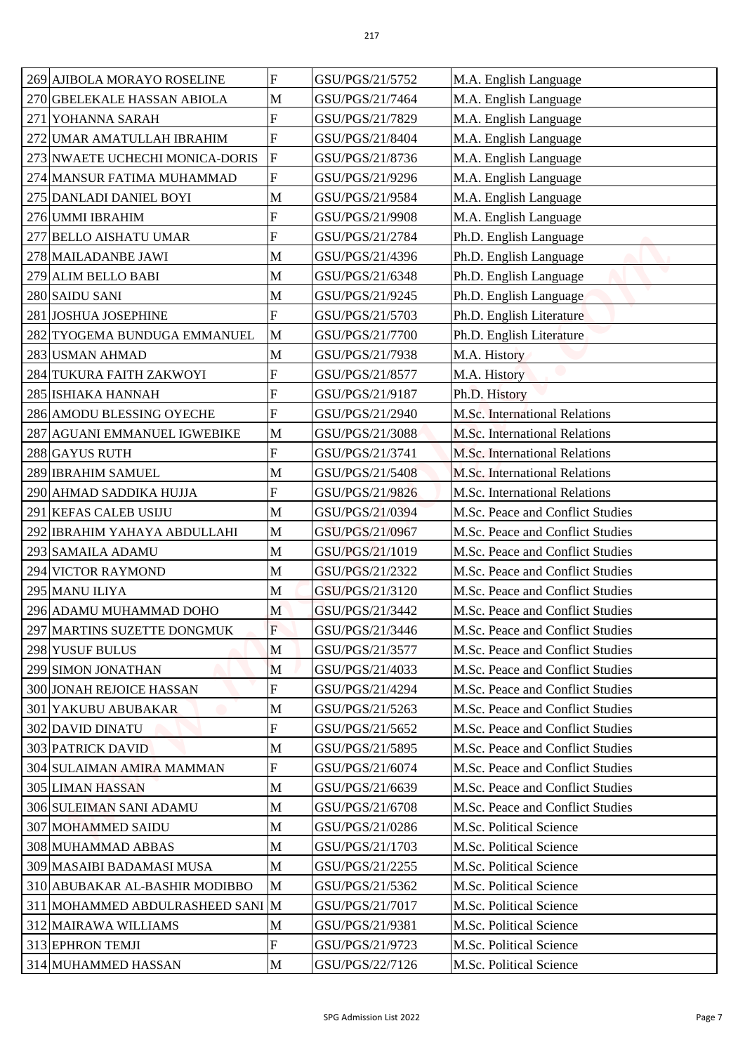| 269 | AJIBOLA MORAYO ROSELINE | F | GSU/PGS/21/5752 | M.A. English Language |
|---|---|---|---|---|
| 270 | GBELEKALE HASSAN ABIOLA | M | GSU/PGS/21/7464 | M.A. English Language |
| 271 | YOHANNA SARAH | F | GSU/PGS/21/7829 | M.A. English Language |
| 272 | UMAR AMATULLAH IBRAHIM | F | GSU/PGS/21/8404 | M.A. English Language |
| 273 | NWAETE UCHECHI MONICA-DORIS | F | GSU/PGS/21/8736 | M.A. English Language |
| 274 | MANSUR FATIMA MUHAMMAD | F | GSU/PGS/21/9296 | M.A. English Language |
| 275 | DANLADI DANIEL BOYI | M | GSU/PGS/21/9584 | M.A. English Language |
| 276 | UMMI IBRAHIM | F | GSU/PGS/21/9908 | M.A. English Language |
| 277 | BELLO AISHATU UMAR | F | GSU/PGS/21/2784 | Ph.D. English Language |
| 278 | MAILADANBE JAWI | M | GSU/PGS/21/4396 | Ph.D. English Language |
| 279 | ALIM BELLO BABI | M | GSU/PGS/21/6348 | Ph.D. English Language |
| 280 | SAIDU SANI | M | GSU/PGS/21/9245 | Ph.D. English Language |
| 281 | JOSHUA JOSEPHINE | F | GSU/PGS/21/5703 | Ph.D. English Literature |
| 282 | TYOGEMA BUNDUGA EMMANUEL | M | GSU/PGS/21/7700 | Ph.D. English Literature |
| 283 | USMAN AHMAD | M | GSU/PGS/21/7938 | M.A. History |
| 284 | TUKURA FAITH ZAKWOYI | F | GSU/PGS/21/8577 | M.A. History |
| 285 | ISHIAKA HANNAH | F | GSU/PGS/21/9187 | Ph.D. History |
| 286 | AMODU BLESSING OYECHE | F | GSU/PGS/21/2940 | M.Sc. International Relations |
| 287 | AGUANI EMMANUEL IGWEBIKE | M | GSU/PGS/21/3088 | M.Sc. International Relations |
| 288 | GAYUS RUTH | F | GSU/PGS/21/3741 | M.Sc. International Relations |
| 289 | IBRAHIM SAMUEL | M | GSU/PGS/21/5408 | M.Sc. International Relations |
| 290 | AHMAD SADDIKA HUJJA | F | GSU/PGS/21/9826 | M.Sc. International Relations |
| 291 | KEFAS CALEB USIJU | M | GSU/PGS/21/0394 | M.Sc. Peace and Conflict Studies |
| 292 | IBRAHIM YAHAYA ABDULLAHI | M | GSU/PGS/21/0967 | M.Sc. Peace and Conflict Studies |
| 293 | SAMAILA ADAMU | M | GSU/PGS/21/1019 | M.Sc. Peace and Conflict Studies |
| 294 | VICTOR RAYMOND | M | GSU/PGS/21/2322 | M.Sc. Peace and Conflict Studies |
| 295 | MANU ILIYA | M | GSU/PGS/21/3120 | M.Sc. Peace and Conflict Studies |
| 296 | ADAMU MUHAMMAD DOHO | M | GSU/PGS/21/3442 | M.Sc. Peace and Conflict Studies |
| 297 | MARTINS SUZETTE DONGMUK | F | GSU/PGS/21/3446 | M.Sc. Peace and Conflict Studies |
| 298 | YUSUF BULUS | M | GSU/PGS/21/3577 | M.Sc. Peace and Conflict Studies |
| 299 | SIMON JONATHAN | M | GSU/PGS/21/4033 | M.Sc. Peace and Conflict Studies |
| 300 | JONAH REJOICE HASSAN | F | GSU/PGS/21/4294 | M.Sc. Peace and Conflict Studies |
| 301 | YAKUBU ABUBAKAR | M | GSU/PGS/21/5263 | M.Sc. Peace and Conflict Studies |
| 302 | DAVID DINATU | F | GSU/PGS/21/5652 | M.Sc. Peace and Conflict Studies |
| 303 | PATRICK DAVID | M | GSU/PGS/21/5895 | M.Sc. Peace and Conflict Studies |
| 304 | SULAIMAN AMIRA MAMMAN | F | GSU/PGS/21/6074 | M.Sc. Peace and Conflict Studies |
| 305 | LIMAN HASSAN | M | GSU/PGS/21/6639 | M.Sc. Peace and Conflict Studies |
| 306 | SULEIMAN SANI ADAMU | M | GSU/PGS/21/6708 | M.Sc. Peace and Conflict Studies |
| 307 | MOHAMMED SAIDU | M | GSU/PGS/21/0286 | M.Sc. Political Science |
| 308 | MUHAMMAD ABBAS | M | GSU/PGS/21/1703 | M.Sc. Political Science |
| 309 | MASAIBI BADAMASI MUSA | M | GSU/PGS/21/2255 | M.Sc. Political Science |
| 310 | ABUBAKAR AL-BASHIR MODIBBO | M | GSU/PGS/21/5362 | M.Sc. Political Science |
| 311 | MOHAMMED ABDULRASHEED SANI | M | GSU/PGS/21/7017 | M.Sc. Political Science |
| 312 | MAIRAWA WILLIAMS | M | GSU/PGS/21/9381 | M.Sc. Political Science |
| 313 | EPHRON TEMJI | F | GSU/PGS/21/9723 | M.Sc. Political Science |
| 314 | MUHAMMED HASSAN | M | GSU/PGS/22/7126 | M.Sc. Political Science |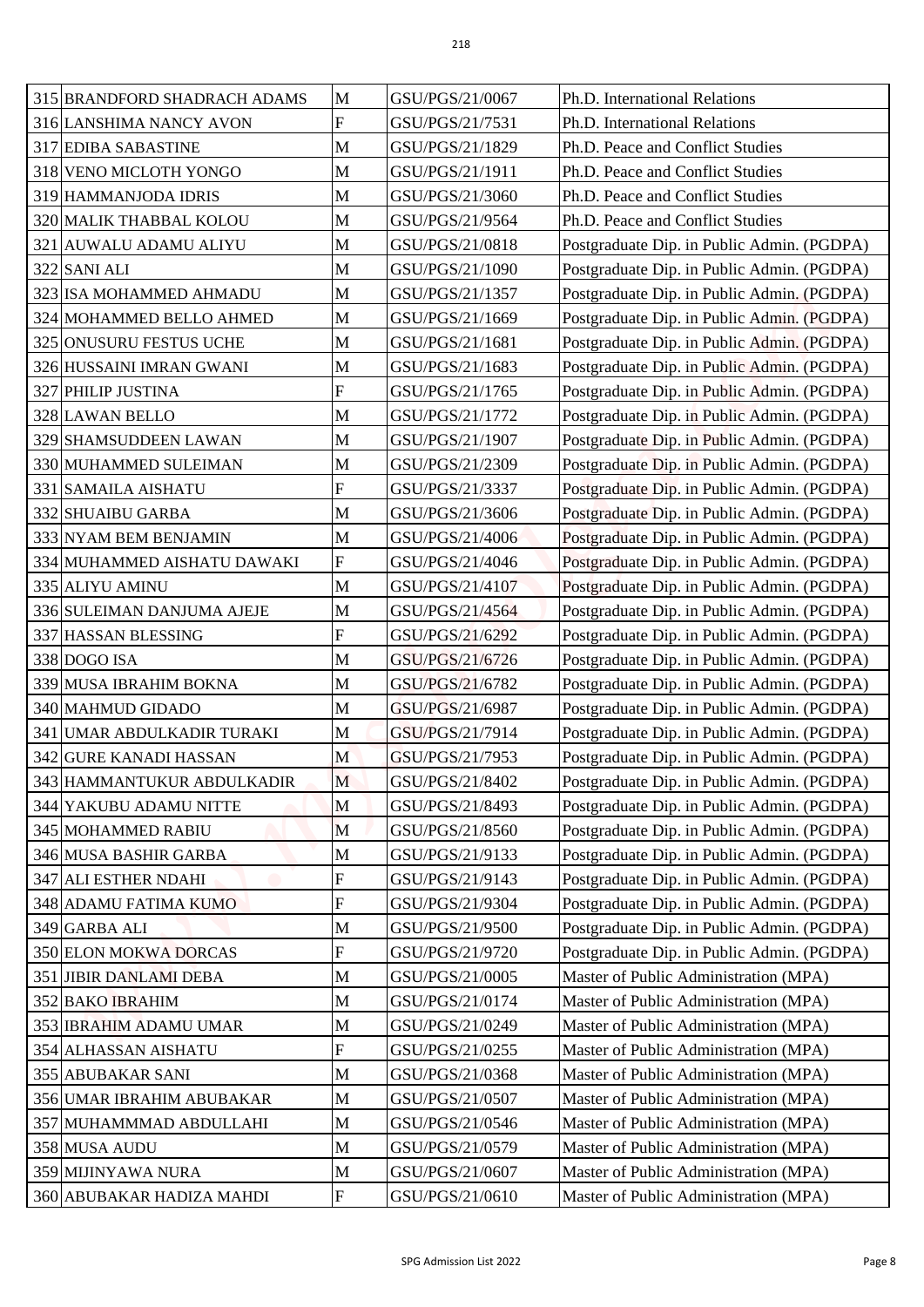| | | | | |
|---|---|---|---|---|
| 315 | BRANDFORD SHADRACH ADAMS | M | GSU/PGS/21/0067 | Ph.D. International Relations |
| 316 | LANSHIMA NANCY AVON | F | GSU/PGS/21/7531 | Ph.D. International Relations |
| 317 | EDIBA SABASTINE | M | GSU/PGS/21/1829 | Ph.D. Peace and Conflict Studies |
| 318 | VENO MICLOTH YONGO | M | GSU/PGS/21/1911 | Ph.D. Peace and Conflict Studies |
| 319 | HAMMANJODA IDRIS | M | GSU/PGS/21/3060 | Ph.D. Peace and Conflict Studies |
| 320 | MALIK THABBAL KOLOU | M | GSU/PGS/21/9564 | Ph.D. Peace and Conflict Studies |
| 321 | AUWALU ADAMU ALIYU | M | GSU/PGS/21/0818 | Postgraduate Dip. in Public Admin. (PGDPA) |
| 322 | SANI ALI | M | GSU/PGS/21/1090 | Postgraduate Dip. in Public Admin. (PGDPA) |
| 323 | ISA MOHAMMED AHMADU | M | GSU/PGS/21/1357 | Postgraduate Dip. in Public Admin. (PGDPA) |
| 324 | MOHAMMED BELLO AHMED | M | GSU/PGS/21/1669 | Postgraduate Dip. in Public Admin. (PGDPA) |
| 325 | ONUSURU FESTUS UCHE | M | GSU/PGS/21/1681 | Postgraduate Dip. in Public Admin. (PGDPA) |
| 326 | HUSSAINI IMRAN GWANI | M | GSU/PGS/21/1683 | Postgraduate Dip. in Public Admin. (PGDPA) |
| 327 | PHILIP JUSTINA | F | GSU/PGS/21/1765 | Postgraduate Dip. in Public Admin. (PGDPA) |
| 328 | LAWAN BELLO | M | GSU/PGS/21/1772 | Postgraduate Dip. in Public Admin. (PGDPA) |
| 329 | SHAMSUDDEEN LAWAN | M | GSU/PGS/21/1907 | Postgraduate Dip. in Public Admin. (PGDPA) |
| 330 | MUHAMMED SULEIMAN | M | GSU/PGS/21/2309 | Postgraduate Dip. in Public Admin. (PGDPA) |
| 331 | SAMAILA AISHATU | F | GSU/PGS/21/3337 | Postgraduate Dip. in Public Admin. (PGDPA) |
| 332 | SHUAIBU GARBA | M | GSU/PGS/21/3606 | Postgraduate Dip. in Public Admin. (PGDPA) |
| 333 | NYAM BEM BENJAMIN | M | GSU/PGS/21/4006 | Postgraduate Dip. in Public Admin. (PGDPA) |
| 334 | MUHAMMED AISHATU DAWAKI | F | GSU/PGS/21/4046 | Postgraduate Dip. in Public Admin. (PGDPA) |
| 335 | ALIYU AMINU | M | GSU/PGS/21/4107 | Postgraduate Dip. in Public Admin. (PGDPA) |
| 336 | SULEIMAN DANJUMA AJEJE | M | GSU/PGS/21/4564 | Postgraduate Dip. in Public Admin. (PGDPA) |
| 337 | HASSAN BLESSING | F | GSU/PGS/21/6292 | Postgraduate Dip. in Public Admin. (PGDPA) |
| 338 | DOGO ISA | M | GSU/PGS/21/6726 | Postgraduate Dip. in Public Admin. (PGDPA) |
| 339 | MUSA IBRAHIM BOKNA | M | GSU/PGS/21/6782 | Postgraduate Dip. in Public Admin. (PGDPA) |
| 340 | MAHMUD GIDADO | M | GSU/PGS/21/6987 | Postgraduate Dip. in Public Admin. (PGDPA) |
| 341 | UMAR ABDULKADIR TURAKI | M | GSU/PGS/21/7914 | Postgraduate Dip. in Public Admin. (PGDPA) |
| 342 | GURE KANADI HASSAN | M | GSU/PGS/21/7953 | Postgraduate Dip. in Public Admin. (PGDPA) |
| 343 | HAMMANTUKUR ABDULKADIR | M | GSU/PGS/21/8402 | Postgraduate Dip. in Public Admin. (PGDPA) |
| 344 | YAKUBU ADAMU NITTE | M | GSU/PGS/21/8493 | Postgraduate Dip. in Public Admin. (PGDPA) |
| 345 | MOHAMMED RABIU | M | GSU/PGS/21/8560 | Postgraduate Dip. in Public Admin. (PGDPA) |
| 346 | MUSA BASHIR GARBA | M | GSU/PGS/21/9133 | Postgraduate Dip. in Public Admin. (PGDPA) |
| 347 | ALI ESTHER NDAHI | F | GSU/PGS/21/9143 | Postgraduate Dip. in Public Admin. (PGDPA) |
| 348 | ADAMU FATIMA KUMO | F | GSU/PGS/21/9304 | Postgraduate Dip. in Public Admin. (PGDPA) |
| 349 | GARBA ALI | M | GSU/PGS/21/9500 | Postgraduate Dip. in Public Admin. (PGDPA) |
| 350 | ELON MOKWA DORCAS | F | GSU/PGS/21/9720 | Postgraduate Dip. in Public Admin. (PGDPA) |
| 351 | JIBIR DANLAMI DEBA | M | GSU/PGS/21/0005 | Master of Public Administration (MPA) |
| 352 | BAKO IBRAHIM | M | GSU/PGS/21/0174 | Master of Public Administration (MPA) |
| 353 | IBRAHIM ADAMU UMAR | M | GSU/PGS/21/0249 | Master of Public Administration (MPA) |
| 354 | ALHASSAN AISHATU | F | GSU/PGS/21/0255 | Master of Public Administration (MPA) |
| 355 | ABUBAKAR SANI | M | GSU/PGS/21/0368 | Master of Public Administration (MPA) |
| 356 | UMAR IBRAHIM ABUBAKAR | M | GSU/PGS/21/0507 | Master of Public Administration (MPA) |
| 357 | MUHAMMMAD ABDULLAHI | M | GSU/PGS/21/0546 | Master of Public Administration (MPA) |
| 358 | MUSA AUDU | M | GSU/PGS/21/0579 | Master of Public Administration (MPA) |
| 359 | MIJINYAWA NURA | M | GSU/PGS/21/0607 | Master of Public Administration (MPA) |
| 360 | ABUBAKAR HADIZA MAHDI | F | GSU/PGS/21/0610 | Master of Public Administration (MPA) |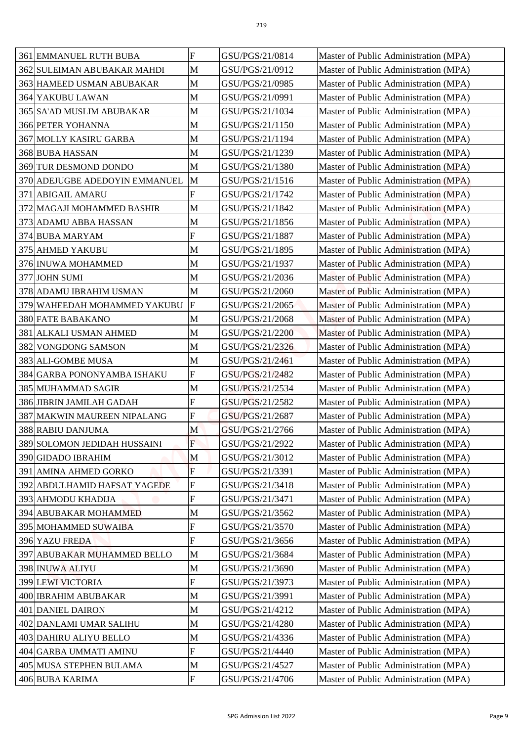| | | | | |
|---|---|---|---|---|
| 361 | EMMANUEL RUTH BUBA | F | GSU/PGS/21/0814 | Master of Public Administration (MPA) |
| 362 | SULEIMAN ABUBAKAR MAHDI | M | GSU/PGS/21/0912 | Master of Public Administration (MPA) |
| 363 | HAMEED USMAN ABUBAKAR | M | GSU/PGS/21/0985 | Master of Public Administration (MPA) |
| 364 | YAKUBU LAWAN | M | GSU/PGS/21/0991 | Master of Public Administration (MPA) |
| 365 | SA'AD MUSLIM ABUBAKAR | M | GSU/PGS/21/1034 | Master of Public Administration (MPA) |
| 366 | PETER YOHANNA | M | GSU/PGS/21/1150 | Master of Public Administration (MPA) |
| 367 | MOLLY KASIRU GARBA | M | GSU/PGS/21/1194 | Master of Public Administration (MPA) |
| 368 | BUBA HASSAN | M | GSU/PGS/21/1239 | Master of Public Administration (MPA) |
| 369 | TUR DESMOND DONDO | M | GSU/PGS/21/1380 | Master of Public Administration (MPA) |
| 370 | ADEJUGBE ADEDOYIN EMMANUEL | M | GSU/PGS/21/1516 | Master of Public Administration (MPA) |
| 371 | ABIGAIL AMARU | F | GSU/PGS/21/1742 | Master of Public Administration (MPA) |
| 372 | MAGAJI MOHAMMED BASHIR | M | GSU/PGS/21/1842 | Master of Public Administration (MPA) |
| 373 | ADAMU ABBA HASSAN | M | GSU/PGS/21/1856 | Master of Public Administration (MPA) |
| 374 | BUBA MARYAM | F | GSU/PGS/21/1887 | Master of Public Administration (MPA) |
| 375 | AHMED YAKUBU | M | GSU/PGS/21/1895 | Master of Public Administration (MPA) |
| 376 | INUWA MOHAMMED | M | GSU/PGS/21/1937 | Master of Public Administration (MPA) |
| 377 | JOHN SUMI | M | GSU/PGS/21/2036 | Master of Public Administration (MPA) |
| 378 | ADAMU IBRAHIM USMAN | M | GSU/PGS/21/2060 | Master of Public Administration (MPA) |
| 379 | WAHEEDAH MOHAMMED YAKUBU | F | GSU/PGS/21/2065 | Master of Public Administration (MPA) |
| 380 | FATE BABAKANO | M | GSU/PGS/21/2068 | Master of Public Administration (MPA) |
| 381 | ALKALI USMAN AHMED | M | GSU/PGS/21/2200 | Master of Public Administration (MPA) |
| 382 | VONGDONG SAMSON | M | GSU/PGS/21/2326 | Master of Public Administration (MPA) |
| 383 | ALI-GOMBE MUSA | M | GSU/PGS/21/2461 | Master of Public Administration (MPA) |
| 384 | GARBA PONONYAMBA ISHAKU | F | GSU/PGS/21/2482 | Master of Public Administration (MPA) |
| 385 | MUHAMMAD SAGIR | M | GSU/PGS/21/2534 | Master of Public Administration (MPA) |
| 386 | JIBRIN JAMILAH GADAH | F | GSU/PGS/21/2582 | Master of Public Administration (MPA) |
| 387 | MAKWIN MAUREEN NIPALANG | F | GSU/PGS/21/2687 | Master of Public Administration (MPA) |
| 388 | RABIU DANJUMA | M | GSU/PGS/21/2766 | Master of Public Administration (MPA) |
| 389 | SOLOMON JEDIDAH HUSSAINI | F | GSU/PGS/21/2922 | Master of Public Administration (MPA) |
| 390 | GIDADO IBRAHIM | M | GSU/PGS/21/3012 | Master of Public Administration (MPA) |
| 391 | AMINA AHMED GORKO | F | GSU/PGS/21/3391 | Master of Public Administration (MPA) |
| 392 | ABDULHAMID HAFSAT YAGEDE | F | GSU/PGS/21/3418 | Master of Public Administration (MPA) |
| 393 | AHMODU KHADIJA | F | GSU/PGS/21/3471 | Master of Public Administration (MPA) |
| 394 | ABUBAKAR MOHAMMED | M | GSU/PGS/21/3562 | Master of Public Administration (MPA) |
| 395 | MOHAMMED SUWAIBA | F | GSU/PGS/21/3570 | Master of Public Administration (MPA) |
| 396 | YAZU FREDA | F | GSU/PGS/21/3656 | Master of Public Administration (MPA) |
| 397 | ABUBAKAR MUHAMMED BELLO | M | GSU/PGS/21/3684 | Master of Public Administration (MPA) |
| 398 | INUWA ALIYU | M | GSU/PGS/21/3690 | Master of Public Administration (MPA) |
| 399 | LEWI VICTORIA | F | GSU/PGS/21/3973 | Master of Public Administration (MPA) |
| 400 | IBRAHIM ABUBAKAR | M | GSU/PGS/21/3991 | Master of Public Administration (MPA) |
| 401 | DANIEL DAIRON | M | GSU/PGS/21/4212 | Master of Public Administration (MPA) |
| 402 | DANLAMI UMAR SALIHU | M | GSU/PGS/21/4280 | Master of Public Administration (MPA) |
| 403 | DAHIRU ALIYU BELLO | M | GSU/PGS/21/4336 | Master of Public Administration (MPA) |
| 404 | GARBA UMMATI AMINU | F | GSU/PGS/21/4440 | Master of Public Administration (MPA) |
| 405 | MUSA STEPHEN BULAMA | M | GSU/PGS/21/4527 | Master of Public Administration (MPA) |
| 406 | BUBA KARIMA | F | GSU/PGS/21/4706 | Master of Public Administration (MPA) |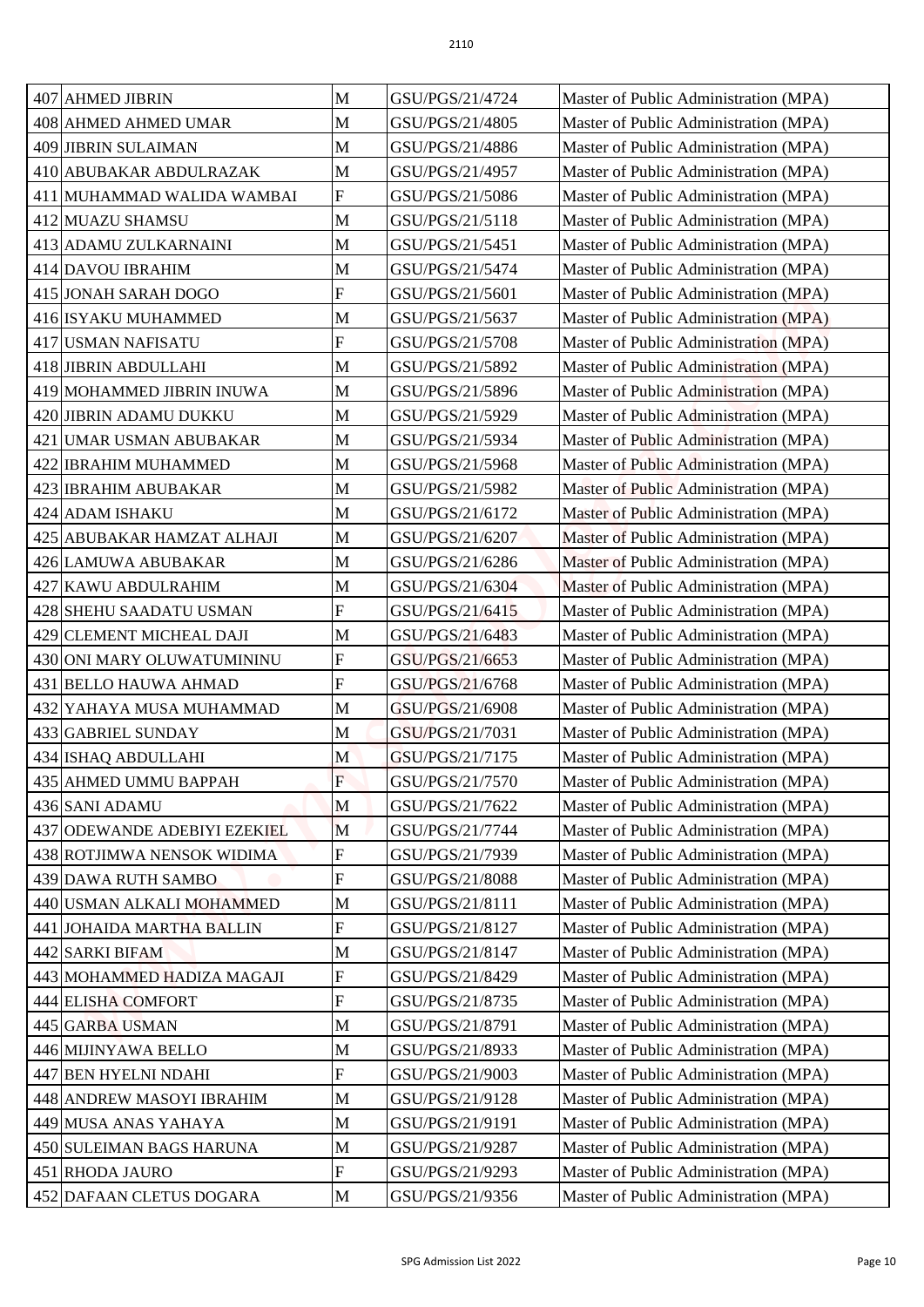| 407 | AHMED JIBRIN | M | GSU/PGS/21/4724 | Master of Public Administration (MPA) |
|---|---|---|---|---|
| 408 | AHMED AHMED UMAR | M | GSU/PGS/21/4805 | Master of Public Administration (MPA) |
| 409 | JIBRIN SULAIMAN | M | GSU/PGS/21/4886 | Master of Public Administration (MPA) |
| 410 | ABUBAKAR ABDULRAZAK | M | GSU/PGS/21/4957 | Master of Public Administration (MPA) |
| 411 | MUHAMMAD WALIDA WAMBAI | F | GSU/PGS/21/5086 | Master of Public Administration (MPA) |
| 412 | MUAZU SHAMSU | M | GSU/PGS/21/5118 | Master of Public Administration (MPA) |
| 413 | ADAMU ZULKARNAINI | M | GSU/PGS/21/5451 | Master of Public Administration (MPA) |
| 414 | DAVOU IBRAHIM | M | GSU/PGS/21/5474 | Master of Public Administration (MPA) |
| 415 | JONAH SARAH DOGO | F | GSU/PGS/21/5601 | Master of Public Administration (MPA) |
| 416 | ISYAKU MUHAMMED | M | GSU/PGS/21/5637 | Master of Public Administration (MPA) |
| 417 | USMAN NAFISATU | F | GSU/PGS/21/5708 | Master of Public Administration (MPA) |
| 418 | JIBRIN ABDULLAHI | M | GSU/PGS/21/5892 | Master of Public Administration (MPA) |
| 419 | MOHAMMED JIBRIN INUWA | M | GSU/PGS/21/5896 | Master of Public Administration (MPA) |
| 420 | JIBRIN ADAMU DUKKU | M | GSU/PGS/21/5929 | Master of Public Administration (MPA) |
| 421 | UMAR USMAN ABUBAKAR | M | GSU/PGS/21/5934 | Master of Public Administration (MPA) |
| 422 | IBRAHIM MUHAMMED | M | GSU/PGS/21/5968 | Master of Public Administration (MPA) |
| 423 | IBRAHIM ABUBAKAR | M | GSU/PGS/21/5982 | Master of Public Administration (MPA) |
| 424 | ADAM ISHAKU | M | GSU/PGS/21/6172 | Master of Public Administration (MPA) |
| 425 | ABUBAKAR HAMZAT ALHAJI | M | GSU/PGS/21/6207 | Master of Public Administration (MPA) |
| 426 | LAMUWA ABUBAKAR | M | GSU/PGS/21/6286 | Master of Public Administration (MPA) |
| 427 | KAWU ABDULRAHIM | M | GSU/PGS/21/6304 | Master of Public Administration (MPA) |
| 428 | SHEHU SAADATU USMAN | F | GSU/PGS/21/6415 | Master of Public Administration (MPA) |
| 429 | CLEMENT MICHEAL DAJI | M | GSU/PGS/21/6483 | Master of Public Administration (MPA) |
| 430 | ONI MARY OLUWATUMININU | F | GSU/PGS/21/6653 | Master of Public Administration (MPA) |
| 431 | BELLO HAUWA AHMAD | F | GSU/PGS/21/6768 | Master of Public Administration (MPA) |
| 432 | YAHAYA MUSA MUHAMMAD | M | GSU/PGS/21/6908 | Master of Public Administration (MPA) |
| 433 | GABRIEL SUNDAY | M | GSU/PGS/21/7031 | Master of Public Administration (MPA) |
| 434 | ISHAQ ABDULLAHI | M | GSU/PGS/21/7175 | Master of Public Administration (MPA) |
| 435 | AHMED UMMU BAPPAH | F | GSU/PGS/21/7570 | Master of Public Administration (MPA) |
| 436 | SANI ADAMU | M | GSU/PGS/21/7622 | Master of Public Administration (MPA) |
| 437 | ODEWANDE ADEBIYI EZEKIEL | M | GSU/PGS/21/7744 | Master of Public Administration (MPA) |
| 438 | ROTJIMWA NENSOK WIDIMA | F | GSU/PGS/21/7939 | Master of Public Administration (MPA) |
| 439 | DAWA RUTH SAMBO | F | GSU/PGS/21/8088 | Master of Public Administration (MPA) |
| 440 | USMAN ALKALI MOHAMMED | M | GSU/PGS/21/8111 | Master of Public Administration (MPA) |
| 441 | JOHAIDA MARTHA BALLIN | F | GSU/PGS/21/8127 | Master of Public Administration (MPA) |
| 442 | SARKI BIFAM | M | GSU/PGS/21/8147 | Master of Public Administration (MPA) |
| 443 | MOHAMMED HADIZA MAGAJI | F | GSU/PGS/21/8429 | Master of Public Administration (MPA) |
| 444 | ELISHA COMFORT | F | GSU/PGS/21/8735 | Master of Public Administration (MPA) |
| 445 | GARBA USMAN | M | GSU/PGS/21/8791 | Master of Public Administration (MPA) |
| 446 | MIJINYAWA BELLO | M | GSU/PGS/21/8933 | Master of Public Administration (MPA) |
| 447 | BEN HYELNI NDAHI | F | GSU/PGS/21/9003 | Master of Public Administration (MPA) |
| 448 | ANDREW MASOYI IBRAHIM | M | GSU/PGS/21/9128 | Master of Public Administration (MPA) |
| 449 | MUSA ANAS YAHAYA | M | GSU/PGS/21/9191 | Master of Public Administration (MPA) |
| 450 | SULEIMAN BAGS HARUNA | M | GSU/PGS/21/9287 | Master of Public Administration (MPA) |
| 451 | RHODA JAURO | F | GSU/PGS/21/9293 | Master of Public Administration (MPA) |
| 452 | DAFAAN CLETUS DOGARA | M | GSU/PGS/21/9356 | Master of Public Administration (MPA) |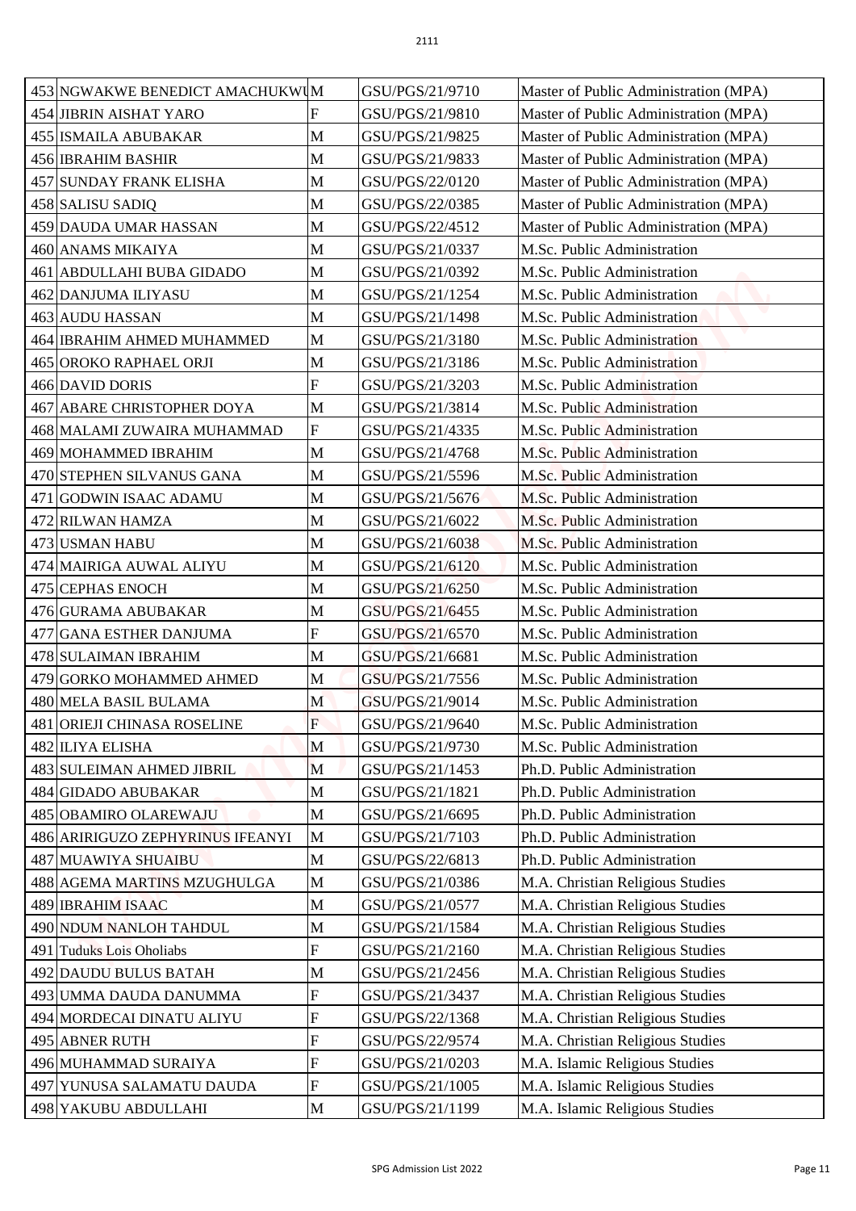| 453 | NGWAKWE BENEDICT AMACHUKWU | M | GSU/PGS/21/9710 | Master of Public Administration (MPA) |
|---|---|---|---|---|
| 454 | JIBRIN AISHAT YARO | F | GSU/PGS/21/9810 | Master of Public Administration (MPA) |
| 455 | ISMAILA ABUBAKAR | M | GSU/PGS/21/9825 | Master of Public Administration (MPA) |
| 456 | IBRAHIM BASHIR | M | GSU/PGS/21/9833 | Master of Public Administration (MPA) |
| 457 | SUNDAY FRANK ELISHA | M | GSU/PGS/22/0120 | Master of Public Administration (MPA) |
| 458 | SALISU SADIQ | M | GSU/PGS/22/0385 | Master of Public Administration (MPA) |
| 459 | DAUDA UMAR HASSAN | M | GSU/PGS/22/4512 | Master of Public Administration (MPA) |
| 460 | ANAMS MIKAIYA | M | GSU/PGS/21/0337 | M.Sc. Public Administration |
| 461 | ABDULLAHI BUBA GIDADO | M | GSU/PGS/21/0392 | M.Sc. Public Administration |
| 462 | DANJUMA ILIYASU | M | GSU/PGS/21/1254 | M.Sc. Public Administration |
| 463 | AUDU HASSAN | M | GSU/PGS/21/1498 | M.Sc. Public Administration |
| 464 | IBRAHIM AHMED MUHAMMED | M | GSU/PGS/21/3180 | M.Sc. Public Administration |
| 465 | OROKO RAPHAEL ORJI | M | GSU/PGS/21/3186 | M.Sc. Public Administration |
| 466 | DAVID DORIS | F | GSU/PGS/21/3203 | M.Sc. Public Administration |
| 467 | ABARE CHRISTOPHER DOYA | M | GSU/PGS/21/3814 | M.Sc. Public Administration |
| 468 | MALAMI ZUWAIRA MUHAMMAD | F | GSU/PGS/21/4335 | M.Sc. Public Administration |
| 469 | MOHAMMED IBRAHIM | M | GSU/PGS/21/4768 | M.Sc. Public Administration |
| 470 | STEPHEN SILVANUS GANA | M | GSU/PGS/21/5596 | M.Sc. Public Administration |
| 471 | GODWIN ISAAC ADAMU | M | GSU/PGS/21/5676 | M.Sc. Public Administration |
| 472 | RILWAN HAMZA | M | GSU/PGS/21/6022 | M.Sc. Public Administration |
| 473 | USMAN HABU | M | GSU/PGS/21/6038 | M.Sc. Public Administration |
| 474 | MAIRIGA AUWAL ALIYU | M | GSU/PGS/21/6120 | M.Sc. Public Administration |
| 475 | CEPHAS ENOCH | M | GSU/PGS/21/6250 | M.Sc. Public Administration |
| 476 | GURAMA ABUBAKAR | M | GSU/PGS/21/6455 | M.Sc. Public Administration |
| 477 | GANA ESTHER DANJUMA | F | GSU/PGS/21/6570 | M.Sc. Public Administration |
| 478 | SULAIMAN IBRAHIM | M | GSU/PGS/21/6681 | M.Sc. Public Administration |
| 479 | GORKO MOHAMMED AHMED | M | GSU/PGS/21/7556 | M.Sc. Public Administration |
| 480 | MELA BASIL BULAMA | M | GSU/PGS/21/9014 | M.Sc. Public Administration |
| 481 | ORIEJI CHINASA ROSELINE | F | GSU/PGS/21/9640 | M.Sc. Public Administration |
| 482 | ILIYA ELISHA | M | GSU/PGS/21/9730 | M.Sc. Public Administration |
| 483 | SULEIMAN AHMED JIBRIL | M | GSU/PGS/21/1453 | Ph.D. Public Administration |
| 484 | GIDADO ABUBAKAR | M | GSU/PGS/21/1821 | Ph.D. Public Administration |
| 485 | OBAMIRO OLAREWAJU | M | GSU/PGS/21/6695 | Ph.D. Public Administration |
| 486 | ARIRIGUZO ZEPHYRINUS IFEANYI | M | GSU/PGS/21/7103 | Ph.D. Public Administration |
| 487 | MUAWIYA SHUAIBU | M | GSU/PGS/22/6813 | Ph.D. Public Administration |
| 488 | AGEMA MARTINS MZUGHULGA | M | GSU/PGS/21/0386 | M.A. Christian Religious Studies |
| 489 | IBRAHIM ISAAC | M | GSU/PGS/21/0577 | M.A. Christian Religious Studies |
| 490 | NDUM NANLOH TAHDUL | M | GSU/PGS/21/1584 | M.A. Christian Religious Studies |
| 491 | Tuduks Lois Oholiabs | F | GSU/PGS/21/2160 | M.A. Christian Religious Studies |
| 492 | DAUDU BULUS BATAH | M | GSU/PGS/21/2456 | M.A. Christian Religious Studies |
| 493 | UMMA DAUDA DANUMMA | F | GSU/PGS/21/3437 | M.A. Christian Religious Studies |
| 494 | MORDECAI DINATU ALIYU | F | GSU/PGS/22/1368 | M.A. Christian Religious Studies |
| 495 | ABNER RUTH | F | GSU/PGS/22/9574 | M.A. Christian Religious Studies |
| 496 | MUHAMMAD SURAIYA | F | GSU/PGS/21/0203 | M.A. Islamic Religious Studies |
| 497 | YUNUSA SALAMATU DAUDA | F | GSU/PGS/21/1005 | M.A. Islamic Religious Studies |
| 498 | YAKUBU ABDULLAHI | M | GSU/PGS/21/1199 | M.A. Islamic Religious Studies |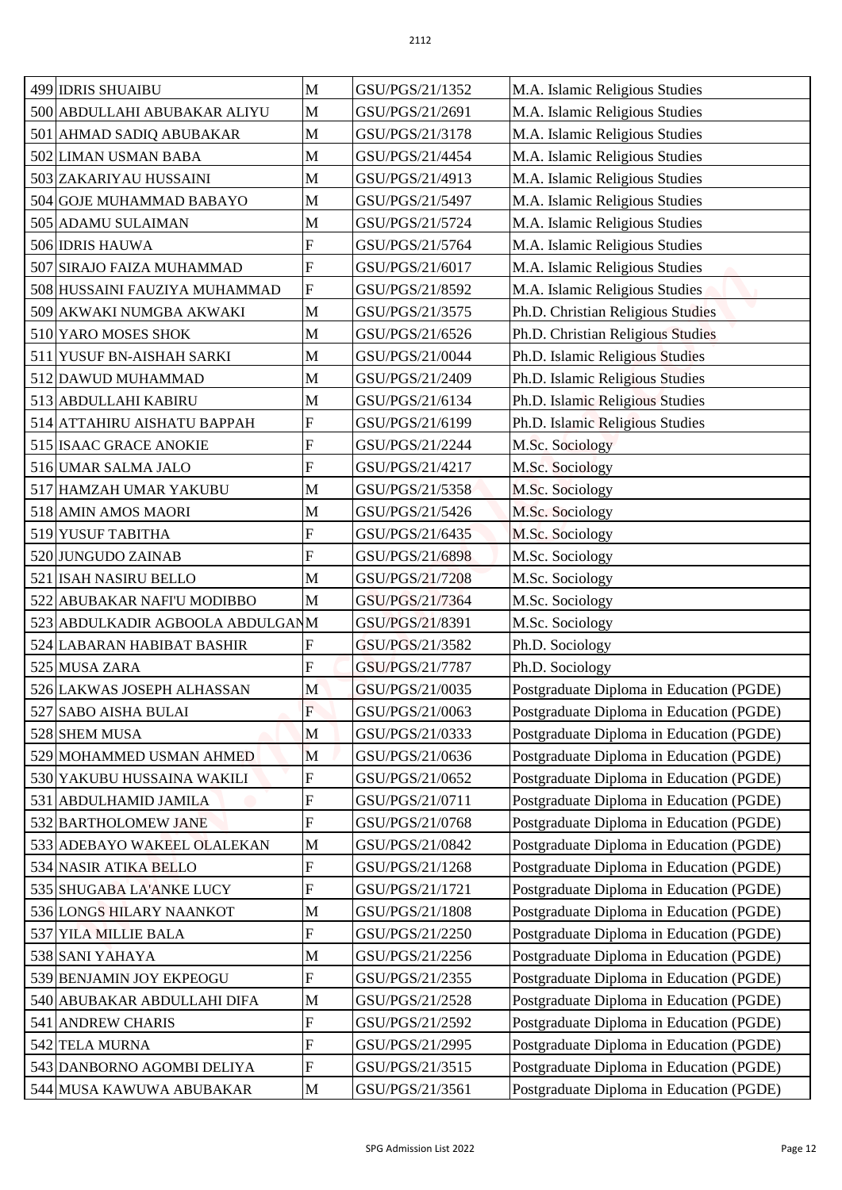| 499 | IDRIS SHUAIBU | M | GSU/PGS/21/1352 | M.A. Islamic Religious Studies |
|---|---|---|---|---|
| 500 | ABDULLAHI ABUBAKAR ALIYU | M | GSU/PGS/21/2691 | M.A. Islamic Religious Studies |
| 501 | AHMAD SADIQ ABUBAKAR | M | GSU/PGS/21/3178 | M.A. Islamic Religious Studies |
| 502 | LIMAN USMAN BABA | M | GSU/PGS/21/4454 | M.A. Islamic Religious Studies |
| 503 | ZAKARIYAU HUSSAINI | M | GSU/PGS/21/4913 | M.A. Islamic Religious Studies |
| 504 | GOJE MUHAMMAD BABAYO | M | GSU/PGS/21/5497 | M.A. Islamic Religious Studies |
| 505 | ADAMU SULAIMAN | M | GSU/PGS/21/5724 | M.A. Islamic Religious Studies |
| 506 | IDRIS HAUWA | F | GSU/PGS/21/5764 | M.A. Islamic Religious Studies |
| 507 | SIRAJO FAIZA MUHAMMAD | F | GSU/PGS/21/6017 | M.A. Islamic Religious Studies |
| 508 | HUSSAINI FAUZIYA MUHAMMAD | F | GSU/PGS/21/8592 | M.A. Islamic Religious Studies |
| 509 | AKWAKI NUMGBA AKWAKI | M | GSU/PGS/21/3575 | Ph.D. Christian Religious Studies |
| 510 | YARO MOSES SHOK | M | GSU/PGS/21/6526 | Ph.D. Christian Religious Studies |
| 511 | YUSUF BN-AISHAH SARKI | M | GSU/PGS/21/0044 | Ph.D. Islamic Religious Studies |
| 512 | DAWUD MUHAMMAD | M | GSU/PGS/21/2409 | Ph.D. Islamic Religious Studies |
| 513 | ABDULLAHI KABIRU | M | GSU/PGS/21/6134 | Ph.D. Islamic Religious Studies |
| 514 | ATTAHIRU AISHATU BAPPAH | F | GSU/PGS/21/6199 | Ph.D. Islamic Religious Studies |
| 515 | ISAAC GRACE ANOKIE | F | GSU/PGS/21/2244 | M.Sc. Sociology |
| 516 | UMAR SALMA JALO | F | GSU/PGS/21/4217 | M.Sc. Sociology |
| 517 | HAMZAH UMAR YAKUBU | M | GSU/PGS/21/5358 | M.Sc. Sociology |
| 518 | AMIN AMOS MAORI | M | GSU/PGS/21/5426 | M.Sc. Sociology |
| 519 | YUSUF TABITHA | F | GSU/PGS/21/6435 | M.Sc. Sociology |
| 520 | JUNGUDO ZAINAB | F | GSU/PGS/21/6898 | M.Sc. Sociology |
| 521 | ISAH NASIRU BELLO | M | GSU/PGS/21/7208 | M.Sc. Sociology |
| 522 | ABUBAKAR NAFI'U MODIBBO | M | GSU/PGS/21/7364 | M.Sc. Sociology |
| 523 | ABDULKADIR AGBOOLA ABDULGAN | M | GSU/PGS/21/8391 | M.Sc. Sociology |
| 524 | LABARAN HABIBAT BASHIR | F | GSU/PGS/21/3582 | Ph.D. Sociology |
| 525 | MUSA ZARA | F | GSU/PGS/21/7787 | Ph.D. Sociology |
| 526 | LAKWAS JOSEPH ALHASSAN | M | GSU/PGS/21/0035 | Postgraduate Diploma in Education (PGDE) |
| 527 | SABO AISHA BULAI | F | GSU/PGS/21/0063 | Postgraduate Diploma in Education (PGDE) |
| 528 | SHEM MUSA | M | GSU/PGS/21/0333 | Postgraduate Diploma in Education (PGDE) |
| 529 | MOHAMMED USMAN AHMED | M | GSU/PGS/21/0636 | Postgraduate Diploma in Education (PGDE) |
| 530 | YAKUBU HUSSAINA WAKILI | F | GSU/PGS/21/0652 | Postgraduate Diploma in Education (PGDE) |
| 531 | ABDULHAMID JAMILA | F | GSU/PGS/21/0711 | Postgraduate Diploma in Education (PGDE) |
| 532 | BARTHOLOMEW JANE | F | GSU/PGS/21/0768 | Postgraduate Diploma in Education (PGDE) |
| 533 | ADEBAYO WAKEEL OLALEKAN | M | GSU/PGS/21/0842 | Postgraduate Diploma in Education (PGDE) |
| 534 | NASIR ATIKA BELLO | F | GSU/PGS/21/1268 | Postgraduate Diploma in Education (PGDE) |
| 535 | SHUGABA LA'ANKE LUCY | F | GSU/PGS/21/1721 | Postgraduate Diploma in Education (PGDE) |
| 536 | LONGS HILARY NAANKOT | M | GSU/PGS/21/1808 | Postgraduate Diploma in Education (PGDE) |
| 537 | YILA MILLIE BALA | F | GSU/PGS/21/2250 | Postgraduate Diploma in Education (PGDE) |
| 538 | SANI YAHAYA | M | GSU/PGS/21/2256 | Postgraduate Diploma in Education (PGDE) |
| 539 | BENJAMIN JOY EKPEOGU | F | GSU/PGS/21/2355 | Postgraduate Diploma in Education (PGDE) |
| 540 | ABUBAKAR ABDULLAHI DIFA | M | GSU/PGS/21/2528 | Postgraduate Diploma in Education (PGDE) |
| 541 | ANDREW CHARIS | F | GSU/PGS/21/2592 | Postgraduate Diploma in Education (PGDE) |
| 542 | TELA MURNA | F | GSU/PGS/21/2995 | Postgraduate Diploma in Education (PGDE) |
| 543 | DANBORNO AGOMBI DELIYA | F | GSU/PGS/21/3515 | Postgraduate Diploma in Education (PGDE) |
| 544 | MUSA KAWUWA ABUBAKAR | M | GSU/PGS/21/3561 | Postgraduate Diploma in Education (PGDE) |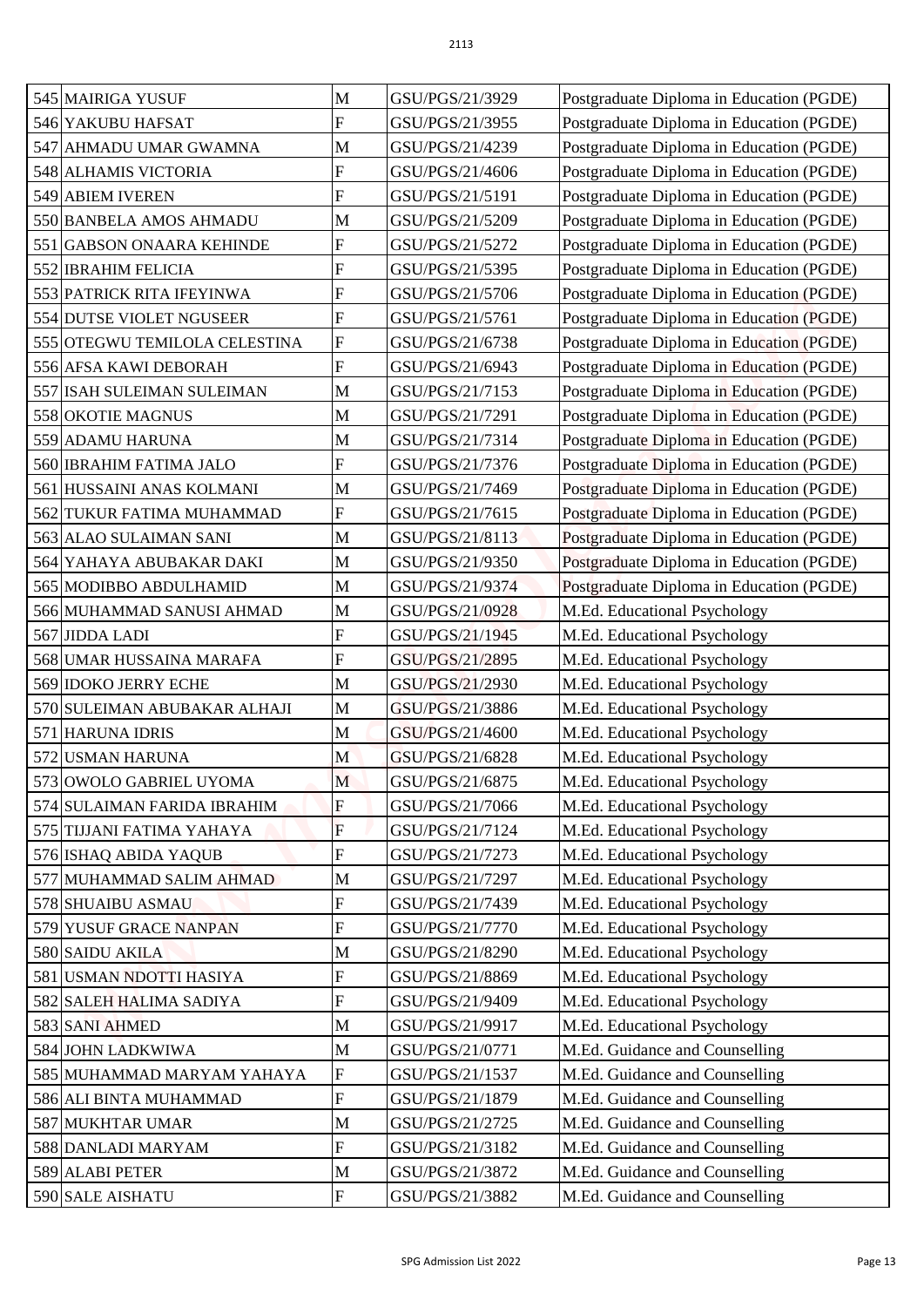| | | | | |
|---|---|---|---|---|
| 545 | MAIRIGA YUSUF | M | GSU/PGS/21/3929 | Postgraduate Diploma in Education (PGDE) |
| 546 | YAKUBU HAFSAT | F | GSU/PGS/21/3955 | Postgraduate Diploma in Education (PGDE) |
| 547 | AHMADU UMAR GWAMNA | M | GSU/PGS/21/4239 | Postgraduate Diploma in Education (PGDE) |
| 548 | ALHAMIS VICTORIA | F | GSU/PGS/21/4606 | Postgraduate Diploma in Education (PGDE) |
| 549 | ABIEM IVEREN | F | GSU/PGS/21/5191 | Postgraduate Diploma in Education (PGDE) |
| 550 | BANBELA AMOS AHMADU | M | GSU/PGS/21/5209 | Postgraduate Diploma in Education (PGDE) |
| 551 | GABSON ONAARA KEHINDE | F | GSU/PGS/21/5272 | Postgraduate Diploma in Education (PGDE) |
| 552 | IBRAHIM FELICIA | F | GSU/PGS/21/5395 | Postgraduate Diploma in Education (PGDE) |
| 553 | PATRICK RITA IFEYINWA | F | GSU/PGS/21/5706 | Postgraduate Diploma in Education (PGDE) |
| 554 | DUTSE VIOLET NGUSEER | F | GSU/PGS/21/5761 | Postgraduate Diploma in Education (PGDE) |
| 555 | OTEGWU TEMILOLA CELESTINA | F | GSU/PGS/21/6738 | Postgraduate Diploma in Education (PGDE) |
| 556 | AFSA KAWI DEBORAH | F | GSU/PGS/21/6943 | Postgraduate Diploma in Education (PGDE) |
| 557 | ISAH SULEIMAN SULEIMAN | M | GSU/PGS/21/7153 | Postgraduate Diploma in Education (PGDE) |
| 558 | OKOTIE MAGNUS | M | GSU/PGS/21/7291 | Postgraduate Diploma in Education (PGDE) |
| 559 | ADAMU HARUNA | M | GSU/PGS/21/7314 | Postgraduate Diploma in Education (PGDE) |
| 560 | IBRAHIM FATIMA JALO | F | GSU/PGS/21/7376 | Postgraduate Diploma in Education (PGDE) |
| 561 | HUSSAINI ANAS KOLMANI | M | GSU/PGS/21/7469 | Postgraduate Diploma in Education (PGDE) |
| 562 | TUKUR FATIMA MUHAMMAD | F | GSU/PGS/21/7615 | Postgraduate Diploma in Education (PGDE) |
| 563 | ALAO SULAIMAN SANI | M | GSU/PGS/21/8113 | Postgraduate Diploma in Education (PGDE) |
| 564 | YAHAYA ABUBAKAR DAKI | M | GSU/PGS/21/9350 | Postgraduate Diploma in Education (PGDE) |
| 565 | MODIBBO ABDULHAMID | M | GSU/PGS/21/9374 | Postgraduate Diploma in Education (PGDE) |
| 566 | MUHAMMAD SANUSI AHMAD | M | GSU/PGS/21/0928 | M.Ed. Educational Psychology |
| 567 | JIDDA LADI | F | GSU/PGS/21/1945 | M.Ed. Educational Psychology |
| 568 | UMAR HUSSAINA MARAFA | F | GSU/PGS/21/2895 | M.Ed. Educational Psychology |
| 569 | IDOKO JERRY ECHE | M | GSU/PGS/21/2930 | M.Ed. Educational Psychology |
| 570 | SULEIMAN ABUBAKAR ALHAJI | M | GSU/PGS/21/3886 | M.Ed. Educational Psychology |
| 571 | HARUNA IDRIS | M | GSU/PGS/21/4600 | M.Ed. Educational Psychology |
| 572 | USMAN HARUNA | M | GSU/PGS/21/6828 | M.Ed. Educational Psychology |
| 573 | OWOLO GABRIEL UYOMA | M | GSU/PGS/21/6875 | M.Ed. Educational Psychology |
| 574 | SULAIMAN FARIDA IBRAHIM | F | GSU/PGS/21/7066 | M.Ed. Educational Psychology |
| 575 | TIJJANI FATIMA YAHAYA | F | GSU/PGS/21/7124 | M.Ed. Educational Psychology |
| 576 | ISHAQ ABIDA YAQUB | F | GSU/PGS/21/7273 | M.Ed. Educational Psychology |
| 577 | MUHAMMAD SALIM AHMAD | M | GSU/PGS/21/7297 | M.Ed. Educational Psychology |
| 578 | SHUAIBU ASMAU | F | GSU/PGS/21/7439 | M.Ed. Educational Psychology |
| 579 | YUSUF GRACE NANPAN | F | GSU/PGS/21/7770 | M.Ed. Educational Psychology |
| 580 | SAIDU AKILA | M | GSU/PGS/21/8290 | M.Ed. Educational Psychology |
| 581 | USMAN NDOTTI HASIYA | F | GSU/PGS/21/8869 | M.Ed. Educational Psychology |
| 582 | SALEH HALIMA SADIYA | F | GSU/PGS/21/9409 | M.Ed. Educational Psychology |
| 583 | SANI AHMED | M | GSU/PGS/21/9917 | M.Ed. Educational Psychology |
| 584 | JOHN LADKWIWA | M | GSU/PGS/21/0771 | M.Ed. Guidance and Counselling |
| 585 | MUHAMMAD MARYAM YAHAYA | F | GSU/PGS/21/1537 | M.Ed. Guidance and Counselling |
| 586 | ALI BINTA MUHAMMAD | F | GSU/PGS/21/1879 | M.Ed. Guidance and Counselling |
| 587 | MUKHTAR UMAR | M | GSU/PGS/21/2725 | M.Ed. Guidance and Counselling |
| 588 | DANLADI MARYAM | F | GSU/PGS/21/3182 | M.Ed. Guidance and Counselling |
| 589 | ALABI PETER | M | GSU/PGS/21/3872 | M.Ed. Guidance and Counselling |
| 590 | SALE AISHATU | F | GSU/PGS/21/3882 | M.Ed. Guidance and Counselling |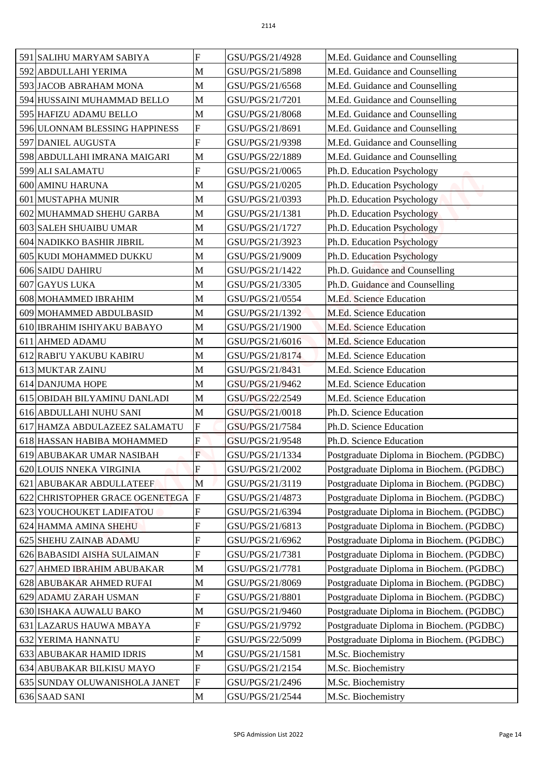| 591 | SALIHU MARYAM SABIYA | F | GSU/PGS/21/4928 | M.Ed. Guidance and Counselling |
|---|---|---|---|---|
| 592 | ABDULLAHI YERIMA | M | GSU/PGS/21/5898 | M.Ed. Guidance and Counselling |
| 593 | JACOB ABRAHAM MONA | M | GSU/PGS/21/6568 | M.Ed. Guidance and Counselling |
| 594 | HUSSAINI MUHAMMAD BELLO | M | GSU/PGS/21/7201 | M.Ed. Guidance and Counselling |
| 595 | HAFIZU ADAMU BELLO | M | GSU/PGS/21/8068 | M.Ed. Guidance and Counselling |
| 596 | ULONNAM BLESSING HAPPINESS | F | GSU/PGS/21/8691 | M.Ed. Guidance and Counselling |
| 597 | DANIEL AUGUSTA | F | GSU/PGS/21/9398 | M.Ed. Guidance and Counselling |
| 598 | ABDULLAHI IMRANA MAIGARI | M | GSU/PGS/22/1889 | M.Ed. Guidance and Counselling |
| 599 | ALI SALAMATU | F | GSU/PGS/21/0065 | Ph.D. Education Psychology |
| 600 | AMINU HARUNA | M | GSU/PGS/21/0205 | Ph.D. Education Psychology |
| 601 | MUSTAPHA MUNIR | M | GSU/PGS/21/0393 | Ph.D. Education Psychology |
| 602 | MUHAMMAD SHEHU GARBA | M | GSU/PGS/21/1381 | Ph.D. Education Psychology |
| 603 | SALEH SHUAIBU UMAR | M | GSU/PGS/21/1727 | Ph.D. Education Psychology |
| 604 | NADIKKO BASHIR JIBRIL | M | GSU/PGS/21/3923 | Ph.D. Education Psychology |
| 605 | KUDI MOHAMMED DUKKU | M | GSU/PGS/21/9009 | Ph.D. Education Psychology |
| 606 | SAIDU DAHIRU | M | GSU/PGS/21/1422 | Ph.D. Guidance and Counselling |
| 607 | GAYUS LUKA | M | GSU/PGS/21/3305 | Ph.D. Guidance and Counselling |
| 608 | MOHAMMED IBRAHIM | M | GSU/PGS/21/0554 | M.Ed. Science Education |
| 609 | MOHAMMED ABDULBASID | M | GSU/PGS/21/1392 | M.Ed. Science Education |
| 610 | IBRAHIM ISHIYAKU BABAYO | M | GSU/PGS/21/1900 | M.Ed. Science Education |
| 611 | AHMED ADAMU | M | GSU/PGS/21/6016 | M.Ed. Science Education |
| 612 | RABI'U YAKUBU KABIRU | M | GSU/PGS/21/8174 | M.Ed. Science Education |
| 613 | MUKTAR ZAINU | M | GSU/PGS/21/8431 | M.Ed. Science Education |
| 614 | DANJUMA HOPE | M | GSU/PGS/21/9462 | M.Ed. Science Education |
| 615 | OBIDAH BILYAMINU DANLADI | M | GSU/PGS/22/2549 | M.Ed. Science Education |
| 616 | ABDULLAHI NUHU SANI | M | GSU/PGS/21/0018 | Ph.D. Science Education |
| 617 | HAMZA ABDULAZEEZ SALAMATU | F | GSU/PGS/21/7584 | Ph.D. Science Education |
| 618 | HASSAN HABIBA MOHAMMED | F | GSU/PGS/21/9548 | Ph.D. Science Education |
| 619 | ABUBAKAR UMAR NASIBAH | F | GSU/PGS/21/1334 | Postgraduate Diploma in Biochem. (PGDBC) |
| 620 | LOUIS NNEKA VIRGINIA | F | GSU/PGS/21/2002 | Postgraduate Diploma in Biochem. (PGDBC) |
| 621 | ABUBAKAR ABDULLATEEF | M | GSU/PGS/21/3119 | Postgraduate Diploma in Biochem. (PGDBC) |
| 622 | CHRISTOPHER GRACE OGENETEGA | F | GSU/PGS/21/4873 | Postgraduate Diploma in Biochem. (PGDBC) |
| 623 | YOUCHOUKET LADIFATOU | F | GSU/PGS/21/6394 | Postgraduate Diploma in Biochem. (PGDBC) |
| 624 | HAMMA AMINA SHEHU | F | GSU/PGS/21/6813 | Postgraduate Diploma in Biochem. (PGDBC) |
| 625 | SHEHU ZAINAB ADAMU | F | GSU/PGS/21/6962 | Postgraduate Diploma in Biochem. (PGDBC) |
| 626 | BABASIDI AISHA SULAIMAN | F | GSU/PGS/21/7381 | Postgraduate Diploma in Biochem. (PGDBC) |
| 627 | AHMED IBRAHIM ABUBAKAR | M | GSU/PGS/21/7781 | Postgraduate Diploma in Biochem. (PGDBC) |
| 628 | ABUBAKAR AHMED RUFAI | M | GSU/PGS/21/8069 | Postgraduate Diploma in Biochem. (PGDBC) |
| 629 | ADAMU ZARAH USMAN | F | GSU/PGS/21/8801 | Postgraduate Diploma in Biochem. (PGDBC) |
| 630 | ISHAKA AUWALU BAKO | M | GSU/PGS/21/9460 | Postgraduate Diploma in Biochem. (PGDBC) |
| 631 | LAZARUS HAUWA MBAYA | F | GSU/PGS/21/9792 | Postgraduate Diploma in Biochem. (PGDBC) |
| 632 | YERIMA HANNATU | F | GSU/PGS/22/5099 | Postgraduate Diploma in Biochem. (PGDBC) |
| 633 | ABUBAKAR HAMID IDRIS | M | GSU/PGS/21/1581 | M.Sc. Biochemistry |
| 634 | ABUBAKAR BILKISU MAYO | F | GSU/PGS/21/2154 | M.Sc. Biochemistry |
| 635 | SUNDAY OLUWANISHOLA JANET | F | GSU/PGS/21/2496 | M.Sc. Biochemistry |
| 636 | SAAD SANI | M | GSU/PGS/21/2544 | M.Sc. Biochemistry |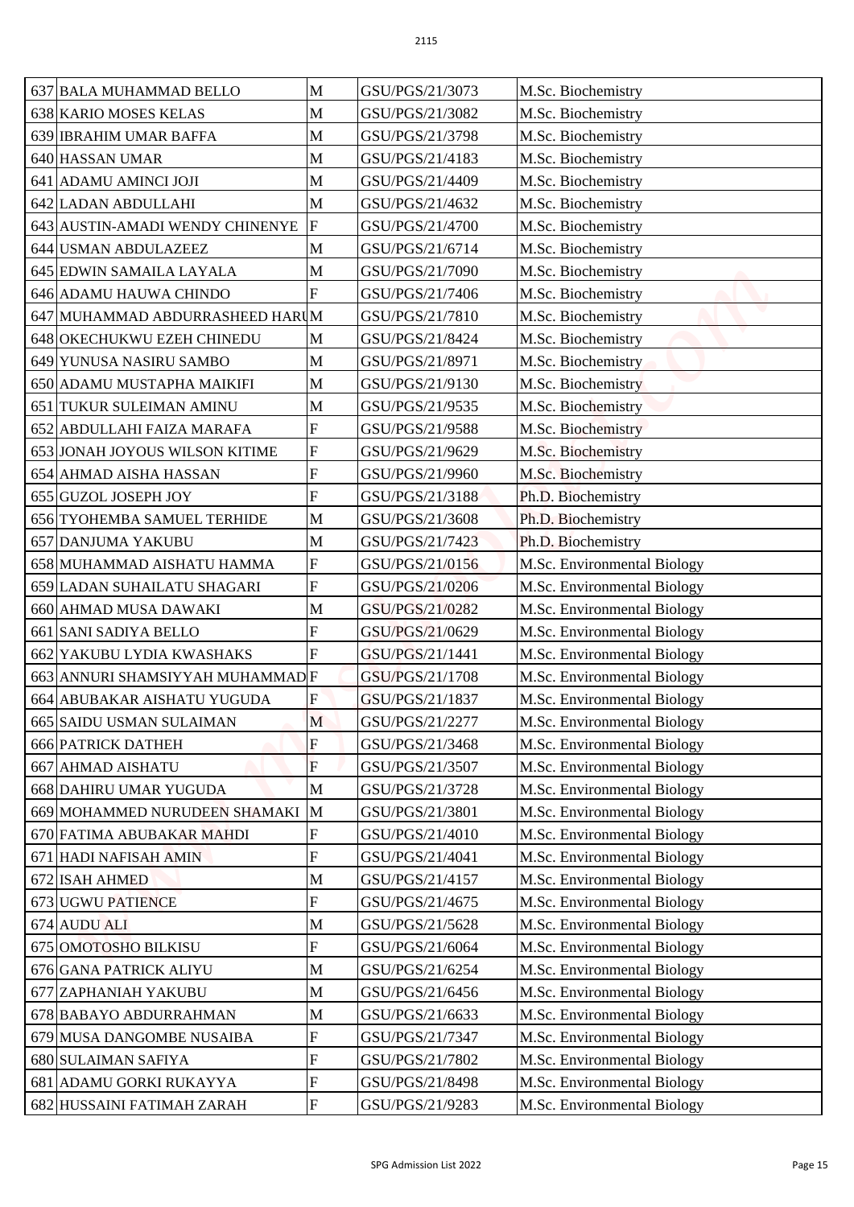| 637 | BALA MUHAMMAD BELLO | M | GSU/PGS/21/3073 | M.Sc. Biochemistry |
|---|---|---|---|---|
| 638 | KARIO MOSES KELAS | M | GSU/PGS/21/3082 | M.Sc. Biochemistry |
| 639 | IBRAHIM UMAR BAFFA | M | GSU/PGS/21/3798 | M.Sc. Biochemistry |
| 640 | HASSAN UMAR | M | GSU/PGS/21/4183 | M.Sc. Biochemistry |
| 641 | ADAMU AMINCI JOJI | M | GSU/PGS/21/4409 | M.Sc. Biochemistry |
| 642 | LADAN ABDULLAHI | M | GSU/PGS/21/4632 | M.Sc. Biochemistry |
| 643 | AUSTIN-AMADI WENDY CHINENYE | F | GSU/PGS/21/4700 | M.Sc. Biochemistry |
| 644 | USMAN ABDULAZEEZ | M | GSU/PGS/21/6714 | M.Sc. Biochemistry |
| 645 | EDWIN SAMAILA LAYALA | M | GSU/PGS/21/7090 | M.Sc. Biochemistry |
| 646 | ADAMU HAUWA CHINDO | F | GSU/PGS/21/7406 | M.Sc. Biochemistry |
| 647 | MUHAMMAD ABDURRASHEED HARU | M | GSU/PGS/21/7810 | M.Sc. Biochemistry |
| 648 | OKECHUKWU EZEH CHINEDU | M | GSU/PGS/21/8424 | M.Sc. Biochemistry |
| 649 | YUNUSA NASIRU SAMBO | M | GSU/PGS/21/8971 | M.Sc. Biochemistry |
| 650 | ADAMU MUSTAPHA MAIKIFI | M | GSU/PGS/21/9130 | M.Sc. Biochemistry |
| 651 | TUKUR SULEIMAN AMINU | M | GSU/PGS/21/9535 | M.Sc. Biochemistry |
| 652 | ABDULLAHI FAIZA MARAFA | F | GSU/PGS/21/9588 | M.Sc. Biochemistry |
| 653 | JONAH JOYOUS WILSON KITIME | F | GSU/PGS/21/9629 | M.Sc. Biochemistry |
| 654 | AHMAD AISHA HASSAN | F | GSU/PGS/21/9960 | M.Sc. Biochemistry |
| 655 | GUZOL JOSEPH JOY | F | GSU/PGS/21/3188 | Ph.D. Biochemistry |
| 656 | TYOHEMBA SAMUEL TERHIDE | M | GSU/PGS/21/3608 | Ph.D. Biochemistry |
| 657 | DANJUMA YAKUBU | M | GSU/PGS/21/7423 | Ph.D. Biochemistry |
| 658 | MUHAMMAD AISHATU HAMMA | F | GSU/PGS/21/0156 | M.Sc. Environmental Biology |
| 659 | LADAN SUHAILATU SHAGARI | F | GSU/PGS/21/0206 | M.Sc. Environmental Biology |
| 660 | AHMAD MUSA DAWAKI | M | GSU/PGS/21/0282 | M.Sc. Environmental Biology |
| 661 | SANI SADIYA BELLO | F | GSU/PGS/21/0629 | M.Sc. Environmental Biology |
| 662 | YAKUBU LYDIA KWASHAKS | F | GSU/PGS/21/1441 | M.Sc. Environmental Biology |
| 663 | ANNURI SHAMSIYYAH MUHAMMAD | F | GSU/PGS/21/1708 | M.Sc. Environmental Biology |
| 664 | ABUBAKAR AISHATU YUGUDA | F | GSU/PGS/21/1837 | M.Sc. Environmental Biology |
| 665 | SAIDU USMAN SULAIMAN | M | GSU/PGS/21/2277 | M.Sc. Environmental Biology |
| 666 | PATRICK DATHEH | F | GSU/PGS/21/3468 | M.Sc. Environmental Biology |
| 667 | AHMAD AISHATU | F | GSU/PGS/21/3507 | M.Sc. Environmental Biology |
| 668 | DAHIRU UMAR YUGUDA | M | GSU/PGS/21/3728 | M.Sc. Environmental Biology |
| 669 | MOHAMMED NURUDEEN SHAMAKI | M | GSU/PGS/21/3801 | M.Sc. Environmental Biology |
| 670 | FATIMA ABUBAKAR MAHDI | F | GSU/PGS/21/4010 | M.Sc. Environmental Biology |
| 671 | HADI NAFISAH AMIN | F | GSU/PGS/21/4041 | M.Sc. Environmental Biology |
| 672 | ISAH AHMED | M | GSU/PGS/21/4157 | M.Sc. Environmental Biology |
| 673 | UGWU PATIENCE | F | GSU/PGS/21/4675 | M.Sc. Environmental Biology |
| 674 | AUDU ALI | M | GSU/PGS/21/5628 | M.Sc. Environmental Biology |
| 675 | OMOTOSHO BILKISU | F | GSU/PGS/21/6064 | M.Sc. Environmental Biology |
| 676 | GANA PATRICK ALIYU | M | GSU/PGS/21/6254 | M.Sc. Environmental Biology |
| 677 | ZAPHANIAH YAKUBU | M | GSU/PGS/21/6456 | M.Sc. Environmental Biology |
| 678 | BABAYO ABDURRAHMAN | M | GSU/PGS/21/6633 | M.Sc. Environmental Biology |
| 679 | MUSA DANGOMBE NUSAIBA | F | GSU/PGS/21/7347 | M.Sc. Environmental Biology |
| 680 | SULAIMAN SAFIYA | F | GSU/PGS/21/7802 | M.Sc. Environmental Biology |
| 681 | ADAMU GORKI RUKAYYA | F | GSU/PGS/21/8498 | M.Sc. Environmental Biology |
| 682 | HUSSAINI FATIMAH ZARAH | F | GSU/PGS/21/9283 | M.Sc. Environmental Biology |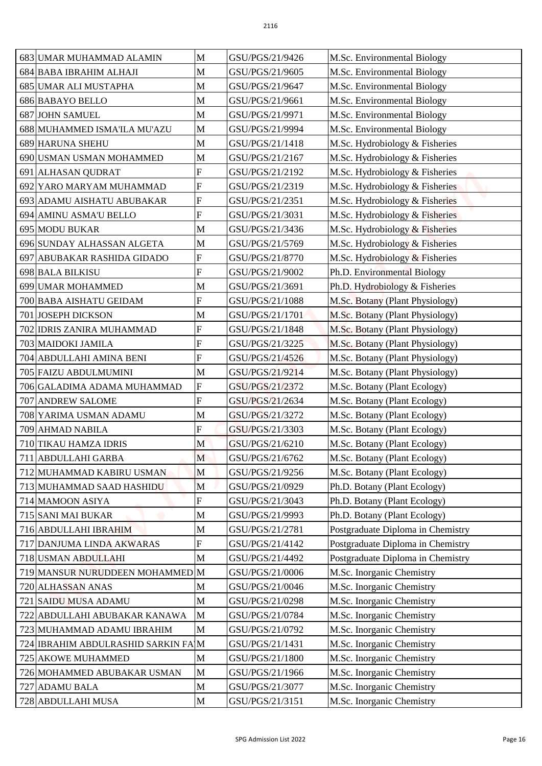| 683 | UMAR MUHAMMAD ALAMIN | M | GSU/PGS/21/9426 | M.Sc. Environmental Biology |
|---|---|---|---|---|
| 684 | BABA IBRAHIM ALHAJI | M | GSU/PGS/21/9605 | M.Sc. Environmental Biology |
| 685 | UMAR ALI MUSTAPHA | M | GSU/PGS/21/9647 | M.Sc. Environmental Biology |
| 686 | BABAYO BELLO | M | GSU/PGS/21/9661 | M.Sc. Environmental Biology |
| 687 | JOHN SAMUEL | M | GSU/PGS/21/9971 | M.Sc. Environmental Biology |
| 688 | MUHAMMED ISMA'ILA MU'AZU | M | GSU/PGS/21/9994 | M.Sc. Environmental Biology |
| 689 | HARUNA SHEHU | M | GSU/PGS/21/1418 | M.Sc. Hydrobiology & Fisheries |
| 690 | USMAN USMAN MOHAMMED | M | GSU/PGS/21/2167 | M.Sc. Hydrobiology & Fisheries |
| 691 | ALHASAN QUDRAT | F | GSU/PGS/21/2192 | M.Sc. Hydrobiology & Fisheries |
| 692 | YARO MARYAM MUHAMMAD | F | GSU/PGS/21/2319 | M.Sc. Hydrobiology & Fisheries |
| 693 | ADAMU AISHATU ABUBAKAR | F | GSU/PGS/21/2351 | M.Sc. Hydrobiology & Fisheries |
| 694 | AMINU ASMA'U BELLO | F | GSU/PGS/21/3031 | M.Sc. Hydrobiology & Fisheries |
| 695 | MODU BUKAR | M | GSU/PGS/21/3436 | M.Sc. Hydrobiology & Fisheries |
| 696 | SUNDAY ALHASSAN ALGETA | M | GSU/PGS/21/5769 | M.Sc. Hydrobiology & Fisheries |
| 697 | ABUBAKAR RASHIDA GIDADO | F | GSU/PGS/21/8770 | M.Sc. Hydrobiology & Fisheries |
| 698 | BALA BILKISU | F | GSU/PGS/21/9002 | Ph.D. Environmental Biology |
| 699 | UMAR MOHAMMED | M | GSU/PGS/21/3691 | Ph.D. Hydrobiology & Fisheries |
| 700 | BABA AISHATU GEIDAM | F | GSU/PGS/21/1088 | M.Sc. Botany (Plant Physiology) |
| 701 | JOSEPH DICKSON | M | GSU/PGS/21/1701 | M.Sc. Botany (Plant Physiology) |
| 702 | IDRIS ZANIRA MUHAMMAD | F | GSU/PGS/21/1848 | M.Sc. Botany (Plant Physiology) |
| 703 | MAIDOKI JAMILA | F | GSU/PGS/21/3225 | M.Sc. Botany (Plant Physiology) |
| 704 | ABDULLAHI AMINA BENI | F | GSU/PGS/21/4526 | M.Sc. Botany (Plant Physiology) |
| 705 | FAIZU ABDULMUMINI | M | GSU/PGS/21/9214 | M.Sc. Botany (Plant Physiology) |
| 706 | GALADIMA ADAMA MUHAMMAD | F | GSU/PGS/21/2372 | M.Sc. Botany (Plant Ecology) |
| 707 | ANDREW SALOME | F | GSU/PGS/21/2634 | M.Sc. Botany (Plant Ecology) |
| 708 | YARIMA USMAN ADAMU | M | GSU/PGS/21/3272 | M.Sc. Botany (Plant Ecology) |
| 709 | AHMAD NABILA | F | GSU/PGS/21/3303 | M.Sc. Botany (Plant Ecology) |
| 710 | TIKAU HAMZA IDRIS | M | GSU/PGS/21/6210 | M.Sc. Botany (Plant Ecology) |
| 711 | ABDULLAHI GARBA | M | GSU/PGS/21/6762 | M.Sc. Botany (Plant Ecology) |
| 712 | MUHAMMAD KABIRU USMAN | M | GSU/PGS/21/9256 | M.Sc. Botany (Plant Ecology) |
| 713 | MUHAMMAD SAAD HASHIDU | M | GSU/PGS/21/0929 | Ph.D. Botany (Plant Ecology) |
| 714 | MAMOON ASIYA | F | GSU/PGS/21/3043 | Ph.D. Botany (Plant Ecology) |
| 715 | SANI MAI BUKAR | M | GSU/PGS/21/9993 | Ph.D. Botany (Plant Ecology) |
| 716 | ABDULLAHI IBRAHIM | M | GSU/PGS/21/2781 | Postgraduate Diploma in Chemistry |
| 717 | DANJUMA LINDA AKWARAS | F | GSU/PGS/21/4142 | Postgraduate Diploma in Chemistry |
| 718 | USMAN ABDULLAHI | M | GSU/PGS/21/4492 | Postgraduate Diploma in Chemistry |
| 719 | MANSUR NURUDDEEN MOHAMMED | M | GSU/PGS/21/0006 | M.Sc. Inorganic Chemistry |
| 720 | ALHASSAN ANAS | M | GSU/PGS/21/0046 | M.Sc. Inorganic Chemistry |
| 721 | SAIDU MUSA ADAMU | M | GSU/PGS/21/0298 | M.Sc. Inorganic Chemistry |
| 722 | ABDULLAHI ABUBAKAR KANAWA | M | GSU/PGS/21/0784 | M.Sc. Inorganic Chemistry |
| 723 | MUHAMMAD ADAMU IBRAHIM | M | GSU/PGS/21/0792 | M.Sc. Inorganic Chemistry |
| 724 | IBRAHIM ABDULRASHID SARKIN FA | M | GSU/PGS/21/1431 | M.Sc. Inorganic Chemistry |
| 725 | AKOWE MUHAMMED | M | GSU/PGS/21/1800 | M.Sc. Inorganic Chemistry |
| 726 | MOHAMMED ABUBAKAR USMAN | M | GSU/PGS/21/1966 | M.Sc. Inorganic Chemistry |
| 727 | ADAMU BALA | M | GSU/PGS/21/3077 | M.Sc. Inorganic Chemistry |
| 728 | ABDULLAHI MUSA | M | GSU/PGS/21/3151 | M.Sc. Inorganic Chemistry |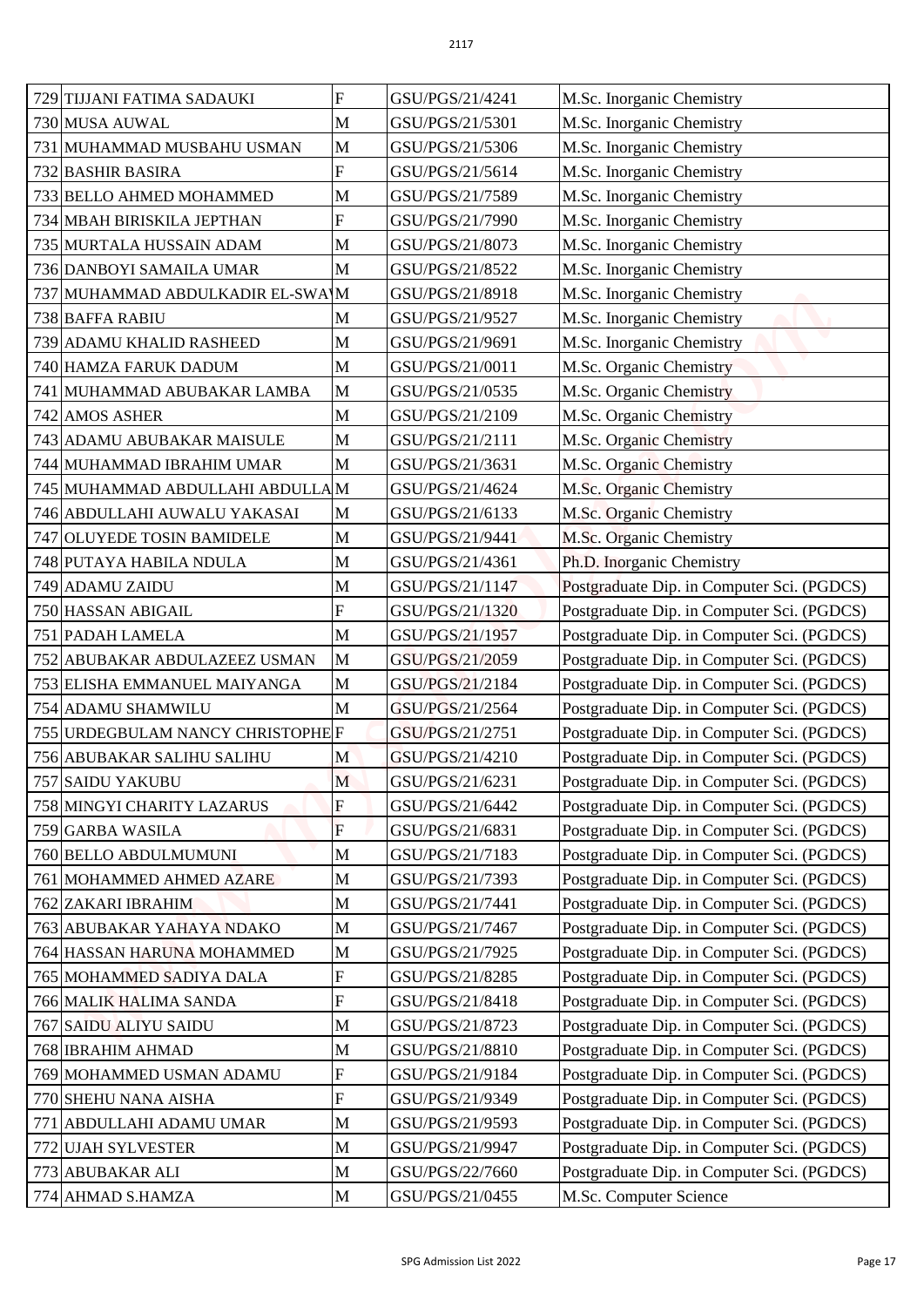| | | | | |
|---|---|---|---|---|
| 729 | TIJJANI FATIMA SADAUKI | F | GSU/PGS/21/4241 | M.Sc. Inorganic Chemistry |
| 730 | MUSA AUWAL | M | GSU/PGS/21/5301 | M.Sc. Inorganic Chemistry |
| 731 | MUHAMMAD MUSBAHU USMAN | M | GSU/PGS/21/5306 | M.Sc. Inorganic Chemistry |
| 732 | BASHIR BASIRA | F | GSU/PGS/21/5614 | M.Sc. Inorganic Chemistry |
| 733 | BELLO AHMED MOHAMMED | M | GSU/PGS/21/7589 | M.Sc. Inorganic Chemistry |
| 734 | MBAH BIRISKILA JEPTHAN | F | GSU/PGS/21/7990 | M.Sc. Inorganic Chemistry |
| 735 | MURTALA HUSSAIN ADAM | M | GSU/PGS/21/8073 | M.Sc. Inorganic Chemistry |
| 736 | DANBOYI SAMAILA UMAR | M | GSU/PGS/21/8522 | M.Sc. Inorganic Chemistry |
| 737 | MUHAMMAD ABDULKADIR EL-SWAY | M | GSU/PGS/21/8918 | M.Sc. Inorganic Chemistry |
| 738 | BAFFA RABIU | M | GSU/PGS/21/9527 | M.Sc. Inorganic Chemistry |
| 739 | ADAMU KHALID RASHEED | M | GSU/PGS/21/9691 | M.Sc. Inorganic Chemistry |
| 740 | HAMZA FARUK DADUM | M | GSU/PGS/21/0011 | M.Sc. Organic Chemistry |
| 741 | MUHAMMAD ABUBAKAR LAMBA | M | GSU/PGS/21/0535 | M.Sc. Organic Chemistry |
| 742 | AMOS ASHER | M | GSU/PGS/21/2109 | M.Sc. Organic Chemistry |
| 743 | ADAMU ABUBAKAR MAISULE | M | GSU/PGS/21/2111 | M.Sc. Organic Chemistry |
| 744 | MUHAMMAD IBRAHIM UMAR | M | GSU/PGS/21/3631 | M.Sc. Organic Chemistry |
| 745 | MUHAMMAD ABDULLAHI ABDULLA | M | GSU/PGS/21/4624 | M.Sc. Organic Chemistry |
| 746 | ABDULLAHI AUWALU YAKASAI | M | GSU/PGS/21/6133 | M.Sc. Organic Chemistry |
| 747 | OLUYEDE TOSIN BAMIDELE | M | GSU/PGS/21/9441 | M.Sc. Organic Chemistry |
| 748 | PUTAYA HABILA NDULA | M | GSU/PGS/21/4361 | Ph.D. Inorganic Chemistry |
| 749 | ADAMU ZAIDU | M | GSU/PGS/21/1147 | Postgraduate Dip. in Computer Sci. (PGDCS) |
| 750 | HASSAN ABIGAIL | F | GSU/PGS/21/1320 | Postgraduate Dip. in Computer Sci. (PGDCS) |
| 751 | PADAH LAMELA | M | GSU/PGS/21/1957 | Postgraduate Dip. in Computer Sci. (PGDCS) |
| 752 | ABUBAKAR ABDULAZEEZ USMAN | M | GSU/PGS/21/2059 | Postgraduate Dip. in Computer Sci. (PGDCS) |
| 753 | ELISHA EMMANUEL MAIYANGA | M | GSU/PGS/21/2184 | Postgraduate Dip. in Computer Sci. (PGDCS) |
| 754 | ADAMU SHAMWILU | M | GSU/PGS/21/2564 | Postgraduate Dip. in Computer Sci. (PGDCS) |
| 755 | URDEGBULAM NANCY CHRISTOPHE | F | GSU/PGS/21/2751 | Postgraduate Dip. in Computer Sci. (PGDCS) |
| 756 | ABUBAKAR SALIHU SALIHU | M | GSU/PGS/21/4210 | Postgraduate Dip. in Computer Sci. (PGDCS) |
| 757 | SAIDU YAKUBU | M | GSU/PGS/21/6231 | Postgraduate Dip. in Computer Sci. (PGDCS) |
| 758 | MINGYI CHARITY LAZARUS | F | GSU/PGS/21/6442 | Postgraduate Dip. in Computer Sci. (PGDCS) |
| 759 | GARBA WASILA | F | GSU/PGS/21/6831 | Postgraduate Dip. in Computer Sci. (PGDCS) |
| 760 | BELLO ABDULMUMUNI | M | GSU/PGS/21/7183 | Postgraduate Dip. in Computer Sci. (PGDCS) |
| 761 | MOHAMMED AHMED AZARE | M | GSU/PGS/21/7393 | Postgraduate Dip. in Computer Sci. (PGDCS) |
| 762 | ZAKARI IBRAHIM | M | GSU/PGS/21/7441 | Postgraduate Dip. in Computer Sci. (PGDCS) |
| 763 | ABUBAKAR YAHAYA NDAKO | M | GSU/PGS/21/7467 | Postgraduate Dip. in Computer Sci. (PGDCS) |
| 764 | HASSAN HARUNA MOHAMMED | M | GSU/PGS/21/7925 | Postgraduate Dip. in Computer Sci. (PGDCS) |
| 765 | MOHAMMED SADIYA DALA | F | GSU/PGS/21/8285 | Postgraduate Dip. in Computer Sci. (PGDCS) |
| 766 | MALIK HALIMA SANDA | F | GSU/PGS/21/8418 | Postgraduate Dip. in Computer Sci. (PGDCS) |
| 767 | SAIDU ALIYU SAIDU | M | GSU/PGS/21/8723 | Postgraduate Dip. in Computer Sci. (PGDCS) |
| 768 | IBRAHIM AHMAD | M | GSU/PGS/21/8810 | Postgraduate Dip. in Computer Sci. (PGDCS) |
| 769 | MOHAMMED USMAN ADAMU | F | GSU/PGS/21/9184 | Postgraduate Dip. in Computer Sci. (PGDCS) |
| 770 | SHEHU NANA AISHA | F | GSU/PGS/21/9349 | Postgraduate Dip. in Computer Sci. (PGDCS) |
| 771 | ABDULLAHI ADAMU UMAR | M | GSU/PGS/21/9593 | Postgraduate Dip. in Computer Sci. (PGDCS) |
| 772 | UJAH SYLVESTER | M | GSU/PGS/21/9947 | Postgraduate Dip. in Computer Sci. (PGDCS) |
| 773 | ABUBAKAR ALI | M | GSU/PGS/22/7660 | Postgraduate Dip. in Computer Sci. (PGDCS) |
| 774 | AHMAD S.HAMZA | M | GSU/PGS/21/0455 | M.Sc. Computer Science |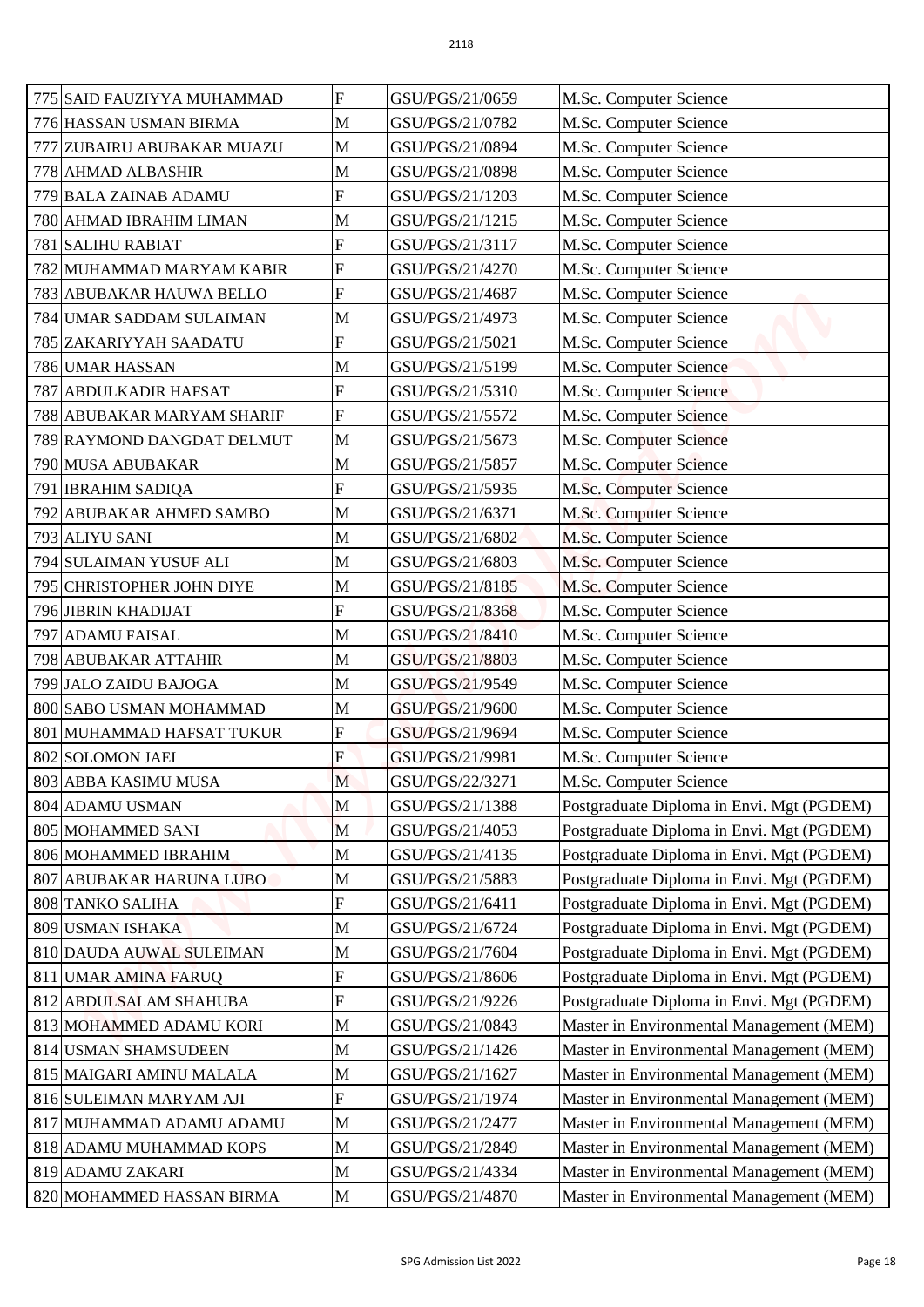| | | | | |
|---|---|---|---|---|
| 775 | SAID FAUZIYYA MUHAMMAD | F | GSU/PGS/21/0659 | M.Sc. Computer Science |
| 776 | HASSAN USMAN BIRMA | M | GSU/PGS/21/0782 | M.Sc. Computer Science |
| 777 | ZUBAIRU ABUBAKAR MUAZU | M | GSU/PGS/21/0894 | M.Sc. Computer Science |
| 778 | AHMAD ALBASHIR | M | GSU/PGS/21/0898 | M.Sc. Computer Science |
| 779 | BALA ZAINAB ADAMU | F | GSU/PGS/21/1203 | M.Sc. Computer Science |
| 780 | AHMAD IBRAHIM LIMAN | M | GSU/PGS/21/1215 | M.Sc. Computer Science |
| 781 | SALIHU RABIAT | F | GSU/PGS/21/3117 | M.Sc. Computer Science |
| 782 | MUHAMMAD MARYAM KABIR | F | GSU/PGS/21/4270 | M.Sc. Computer Science |
| 783 | ABUBAKAR HAUWA BELLO | F | GSU/PGS/21/4687 | M.Sc. Computer Science |
| 784 | UMAR SADDAM SULAIMAN | M | GSU/PGS/21/4973 | M.Sc. Computer Science |
| 785 | ZAKARIYYAH SAADATU | F | GSU/PGS/21/5021 | M.Sc. Computer Science |
| 786 | UMAR HASSAN | M | GSU/PGS/21/5199 | M.Sc. Computer Science |
| 787 | ABDULKADIR HAFSAT | F | GSU/PGS/21/5310 | M.Sc. Computer Science |
| 788 | ABUBAKAR MARYAM SHARIF | F | GSU/PGS/21/5572 | M.Sc. Computer Science |
| 789 | RAYMOND DANGDAT DELMUT | M | GSU/PGS/21/5673 | M.Sc. Computer Science |
| 790 | MUSA ABUBAKAR | M | GSU/PGS/21/5857 | M.Sc. Computer Science |
| 791 | IBRAHIM SADIQA | F | GSU/PGS/21/5935 | M.Sc. Computer Science |
| 792 | ABUBAKAR AHMED SAMBO | M | GSU/PGS/21/6371 | M.Sc. Computer Science |
| 793 | ALIYU SANI | M | GSU/PGS/21/6802 | M.Sc. Computer Science |
| 794 | SULAIMAN YUSUF ALI | M | GSU/PGS/21/6803 | M.Sc. Computer Science |
| 795 | CHRISTOPHER JOHN DIYE | M | GSU/PGS/21/8185 | M.Sc. Computer Science |
| 796 | JIBRIN KHADIJAT | F | GSU/PGS/21/8368 | M.Sc. Computer Science |
| 797 | ADAMU FAISAL | M | GSU/PGS/21/8410 | M.Sc. Computer Science |
| 798 | ABUBAKAR ATTAHIR | M | GSU/PGS/21/8803 | M.Sc. Computer Science |
| 799 | JALO ZAIDU BAJOGA | M | GSU/PGS/21/9549 | M.Sc. Computer Science |
| 800 | SABO USMAN MOHAMMAD | M | GSU/PGS/21/9600 | M.Sc. Computer Science |
| 801 | MUHAMMAD HAFSAT TUKUR | F | GSU/PGS/21/9694 | M.Sc. Computer Science |
| 802 | SOLOMON JAEL | F | GSU/PGS/21/9981 | M.Sc. Computer Science |
| 803 | ABBA KASIMU MUSA | M | GSU/PGS/22/3271 | M.Sc. Computer Science |
| 804 | ADAMU USMAN | M | GSU/PGS/21/1388 | Postgraduate Diploma in Envi. Mgt (PGDEM) |
| 805 | MOHAMMED SANI | M | GSU/PGS/21/4053 | Postgraduate Diploma in Envi. Mgt (PGDEM) |
| 806 | MOHAMMED IBRAHIM | M | GSU/PGS/21/4135 | Postgraduate Diploma in Envi. Mgt (PGDEM) |
| 807 | ABUBAKAR HARUNA LUBO | M | GSU/PGS/21/5883 | Postgraduate Diploma in Envi. Mgt (PGDEM) |
| 808 | TANKO SALIHA | F | GSU/PGS/21/6411 | Postgraduate Diploma in Envi. Mgt (PGDEM) |
| 809 | USMAN ISHAKA | M | GSU/PGS/21/6724 | Postgraduate Diploma in Envi. Mgt (PGDEM) |
| 810 | DAUDA AUWAL SULEIMAN | M | GSU/PGS/21/7604 | Postgraduate Diploma in Envi. Mgt (PGDEM) |
| 811 | UMAR AMINA FARUQ | F | GSU/PGS/21/8606 | Postgraduate Diploma in Envi. Mgt (PGDEM) |
| 812 | ABDULSALAM SHAHUBA | F | GSU/PGS/21/9226 | Postgraduate Diploma in Envi. Mgt (PGDEM) |
| 813 | MOHAMMED ADAMU KORI | M | GSU/PGS/21/0843 | Master in Environmental Management (MEM) |
| 814 | USMAN SHAMSUDEEN | M | GSU/PGS/21/1426 | Master in Environmental Management (MEM) |
| 815 | MAIGARI AMINU MALALA | M | GSU/PGS/21/1627 | Master in Environmental Management (MEM) |
| 816 | SULEIMAN MARYAM AJI | F | GSU/PGS/21/1974 | Master in Environmental Management (MEM) |
| 817 | MUHAMMAD ADAMU ADAMU | M | GSU/PGS/21/2477 | Master in Environmental Management (MEM) |
| 818 | ADAMU MUHAMMAD KOPS | M | GSU/PGS/21/2849 | Master in Environmental Management (MEM) |
| 819 | ADAMU ZAKARI | M | GSU/PGS/21/4334 | Master in Environmental Management (MEM) |
| 820 | MOHAMMED HASSAN BIRMA | M | GSU/PGS/21/4870 | Master in Environmental Management (MEM) |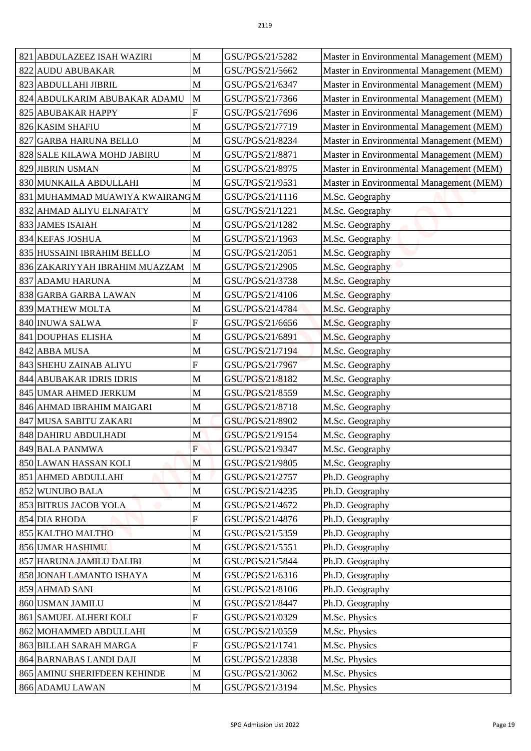| | | | | |
|---|---|---|---|---|
| 821 | ABDULAZEEZ ISAH WAZIRI | M | GSU/PGS/21/5282 | Master in Environmental Management (MEM) |
| 822 | AUDU ABUBAKAR | M | GSU/PGS/21/5662 | Master in Environmental Management (MEM) |
| 823 | ABDULLAHI JIBRIL | M | GSU/PGS/21/6347 | Master in Environmental Management (MEM) |
| 824 | ABDULKARIM ABUBAKAR ADAMU | M | GSU/PGS/21/7366 | Master in Environmental Management (MEM) |
| 825 | ABUBAKAR HAPPY | F | GSU/PGS/21/7696 | Master in Environmental Management (MEM) |
| 826 | KASIM SHAFIU | M | GSU/PGS/21/7719 | Master in Environmental Management (MEM) |
| 827 | GARBA HARUNA BELLO | M | GSU/PGS/21/8234 | Master in Environmental Management (MEM) |
| 828 | SALE KILAWA MOHD JABIRU | M | GSU/PGS/21/8871 | Master in Environmental Management (MEM) |
| 829 | JIBRIN USMAN | M | GSU/PGS/21/8975 | Master in Environmental Management (MEM) |
| 830 | MUNKAILA ABDULLAHI | M | GSU/PGS/21/9531 | Master in Environmental Management (MEM) |
| 831 | MUHAMMAD MUAWIYA KWAIRANG | M | GSU/PGS/21/1116 | M.Sc. Geography |
| 832 | AHMAD ALIYU ELNAFATY | M | GSU/PGS/21/1221 | M.Sc. Geography |
| 833 | JAMES ISAIAH | M | GSU/PGS/21/1282 | M.Sc. Geography |
| 834 | KEFAS JOSHUA | M | GSU/PGS/21/1963 | M.Sc. Geography |
| 835 | HUSSAINI IBRAHIM BELLO | M | GSU/PGS/21/2051 | M.Sc. Geography |
| 836 | ZAKARIYYAH IBRAHIM MUAZZAM | M | GSU/PGS/21/2905 | M.Sc. Geography |
| 837 | ADAMU HARUNA | M | GSU/PGS/21/3738 | M.Sc. Geography |
| 838 | GARBA GARBA LAWAN | M | GSU/PGS/21/4106 | M.Sc. Geography |
| 839 | MATHEW MOLTA | M | GSU/PGS/21/4784 | M.Sc. Geography |
| 840 | INUWA SALWA | F | GSU/PGS/21/6656 | M.Sc. Geography |
| 841 | DOUPHAS ELISHA | M | GSU/PGS/21/6891 | M.Sc. Geography |
| 842 | ABBA MUSA | M | GSU/PGS/21/7194 | M.Sc. Geography |
| 843 | SHEHU ZAINAB ALIYU | F | GSU/PGS/21/7967 | M.Sc. Geography |
| 844 | ABUBAKAR IDRIS IDRIS | M | GSU/PGS/21/8182 | M.Sc. Geography |
| 845 | UMAR AHMED JERKUM | M | GSU/PGS/21/8559 | M.Sc. Geography |
| 846 | AHMAD IBRAHIM MAIGARI | M | GSU/PGS/21/8718 | M.Sc. Geography |
| 847 | MUSA SABITU ZAKARI | M | GSU/PGS/21/8902 | M.Sc. Geography |
| 848 | DAHIRU ABDULHADI | M | GSU/PGS/21/9154 | M.Sc. Geography |
| 849 | BALA PANMWA | F | GSU/PGS/21/9347 | M.Sc. Geography |
| 850 | LAWAN HASSAN KOLI | M | GSU/PGS/21/9805 | M.Sc. Geography |
| 851 | AHMED ABDULLAHI | M | GSU/PGS/21/2757 | Ph.D. Geography |
| 852 | WUNUBO BALA | M | GSU/PGS/21/4235 | Ph.D. Geography |
| 853 | BITRUS JACOB YOLA | M | GSU/PGS/21/4672 | Ph.D. Geography |
| 854 | DIA RHODA | F | GSU/PGS/21/4876 | Ph.D. Geography |
| 855 | KALTHO MALTHO | M | GSU/PGS/21/5359 | Ph.D. Geography |
| 856 | UMAR HASHIMU | M | GSU/PGS/21/5551 | Ph.D. Geography |
| 857 | HARUNA JAMILU DALIBI | M | GSU/PGS/21/5844 | Ph.D. Geography |
| 858 | JONAH LAMANTO ISHAYA | M | GSU/PGS/21/6316 | Ph.D. Geography |
| 859 | AHMAD SANI | M | GSU/PGS/21/8106 | Ph.D. Geography |
| 860 | USMAN JAMILU | M | GSU/PGS/21/8447 | Ph.D. Geography |
| 861 | SAMUEL ALHERI KOLI | F | GSU/PGS/21/0329 | M.Sc. Physics |
| 862 | MOHAMMED ABDULLAHI | M | GSU/PGS/21/0559 | M.Sc. Physics |
| 863 | BILLAH SARAH MARGA | F | GSU/PGS/21/1741 | M.Sc. Physics |
| 864 | BARNABAS LANDI DAJI | M | GSU/PGS/21/2838 | M.Sc. Physics |
| 865 | AMINU SHERIFDEEN KEHINDE | M | GSU/PGS/21/3062 | M.Sc. Physics |
| 866 | ADAMU LAWAN | M | GSU/PGS/21/3194 | M.Sc. Physics |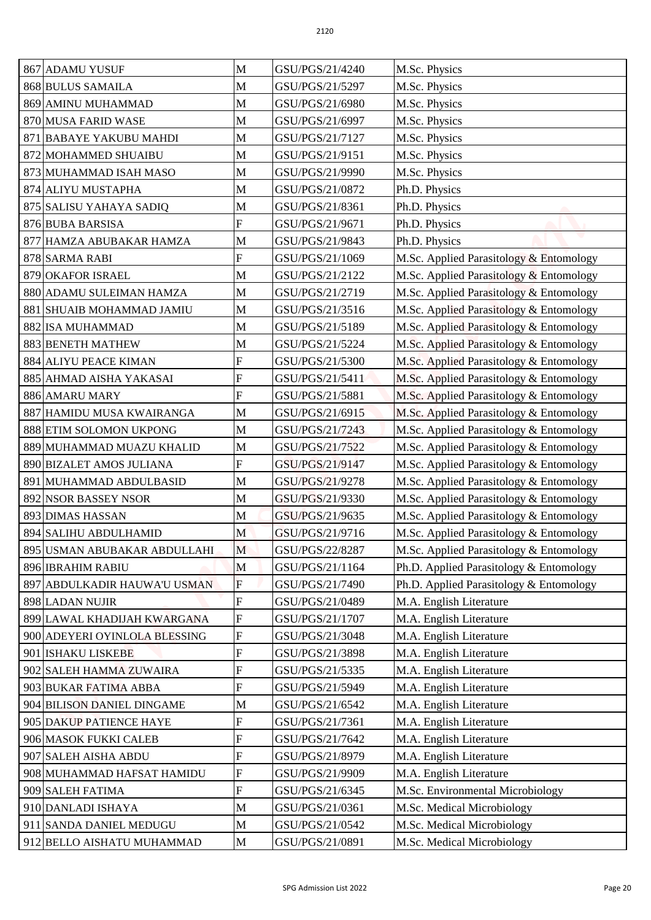| | | | | |
|---|---|---|---|---|
| 867 | ADAMU YUSUF | M | GSU/PGS/21/4240 | M.Sc. Physics |
| 868 | BULUS SAMAILA | M | GSU/PGS/21/5297 | M.Sc. Physics |
| 869 | AMINU MUHAMMAD | M | GSU/PGS/21/6980 | M.Sc. Physics |
| 870 | MUSA FARID WASE | M | GSU/PGS/21/6997 | M.Sc. Physics |
| 871 | BABAYE YAKUBU MAHDI | M | GSU/PGS/21/7127 | M.Sc. Physics |
| 872 | MOHAMMED SHUAIBU | M | GSU/PGS/21/9151 | M.Sc. Physics |
| 873 | MUHAMMAD ISAH MASO | M | GSU/PGS/21/9990 | M.Sc. Physics |
| 874 | ALIYU MUSTAPHA | M | GSU/PGS/21/0872 | Ph.D. Physics |
| 875 | SALISU YAHAYA SADIQ | M | GSU/PGS/21/8361 | Ph.D. Physics |
| 876 | BUBA BARSISA | F | GSU/PGS/21/9671 | Ph.D. Physics |
| 877 | HAMZA ABUBAKAR HAMZA | M | GSU/PGS/21/9843 | Ph.D. Physics |
| 878 | SARMA RABI | F | GSU/PGS/21/1069 | M.Sc. Applied Parasitology & Entomology |
| 879 | OKAFOR ISRAEL | M | GSU/PGS/21/2122 | M.Sc. Applied Parasitology & Entomology |
| 880 | ADAMU SULEIMAN HAMZA | M | GSU/PGS/21/2719 | M.Sc. Applied Parasitology & Entomology |
| 881 | SHUAIB MOHAMMAD JAMIU | M | GSU/PGS/21/3516 | M.Sc. Applied Parasitology & Entomology |
| 882 | ISA MUHAMMAD | M | GSU/PGS/21/5189 | M.Sc. Applied Parasitology & Entomology |
| 883 | BENETH MATHEW | M | GSU/PGS/21/5224 | M.Sc. Applied Parasitology & Entomology |
| 884 | ALIYU PEACE KIMAN | F | GSU/PGS/21/5300 | M.Sc. Applied Parasitology & Entomology |
| 885 | AHMAD AISHA YAKASAI | F | GSU/PGS/21/5411 | M.Sc. Applied Parasitology & Entomology |
| 886 | AMARU MARY | F | GSU/PGS/21/5881 | M.Sc. Applied Parasitology & Entomology |
| 887 | HAMIDU MUSA KWAIRANGA | M | GSU/PGS/21/6915 | M.Sc. Applied Parasitology & Entomology |
| 888 | ETIM SOLOMON UKPONG | M | GSU/PGS/21/7243 | M.Sc. Applied Parasitology & Entomology |
| 889 | MUHAMMAD MUAZU KHALID | M | GSU/PGS/21/7522 | M.Sc. Applied Parasitology & Entomology |
| 890 | BIZALET AMOS JULIANA | F | GSU/PGS/21/9147 | M.Sc. Applied Parasitology & Entomology |
| 891 | MUHAMMAD ABDULBASID | M | GSU/PGS/21/9278 | M.Sc. Applied Parasitology & Entomology |
| 892 | NSOR BASSEY NSOR | M | GSU/PGS/21/9330 | M.Sc. Applied Parasitology & Entomology |
| 893 | DIMAS HASSAN | M | GSU/PGS/21/9635 | M.Sc. Applied Parasitology & Entomology |
| 894 | SALIHU ABDULHAMID | M | GSU/PGS/21/9716 | M.Sc. Applied Parasitology & Entomology |
| 895 | USMAN ABUBAKAR ABDULLAHI | M | GSU/PGS/22/8287 | M.Sc. Applied Parasitology & Entomology |
| 896 | IBRAHIM RABIU | M | GSU/PGS/21/1164 | Ph.D. Applied Parasitology & Entomology |
| 897 | ABDULKADIR HAUWA'U USMAN | F | GSU/PGS/21/7490 | Ph.D. Applied Parasitology & Entomology |
| 898 | LADAN NUJIR | F | GSU/PGS/21/0489 | M.A. English Literature |
| 899 | LAWAL KHADIJAH KWARGANA | F | GSU/PGS/21/1707 | M.A. English Literature |
| 900 | ADEYERI OYINLOLA BLESSING | F | GSU/PGS/21/3048 | M.A. English Literature |
| 901 | ISHAKU LISKEBE | F | GSU/PGS/21/3898 | M.A. English Literature |
| 902 | SALEH HAMMA ZUWAIRA | F | GSU/PGS/21/5335 | M.A. English Literature |
| 903 | BUKAR FATIMA ABBA | F | GSU/PGS/21/5949 | M.A. English Literature |
| 904 | BILISON DANIEL DINGAME | M | GSU/PGS/21/6542 | M.A. English Literature |
| 905 | DAKUP PATIENCE HAYE | F | GSU/PGS/21/7361 | M.A. English Literature |
| 906 | MASOK FUKKI CALEB | F | GSU/PGS/21/7642 | M.A. English Literature |
| 907 | SALEH AISHA ABDU | F | GSU/PGS/21/8979 | M.A. English Literature |
| 908 | MUHAMMAD HAFSAT HAMIDU | F | GSU/PGS/21/9909 | M.A. English Literature |
| 909 | SALEH FATIMA | F | GSU/PGS/21/6345 | M.Sc. Environmental Microbiology |
| 910 | DANLADI ISHAYA | M | GSU/PGS/21/0361 | M.Sc. Medical Microbiology |
| 911 | SANDA DANIEL MEDUGU | M | GSU/PGS/21/0542 | M.Sc. Medical Microbiology |
| 912 | BELLO AISHATU MUHAMMAD | M | GSU/PGS/21/0891 | M.Sc. Medical Microbiology |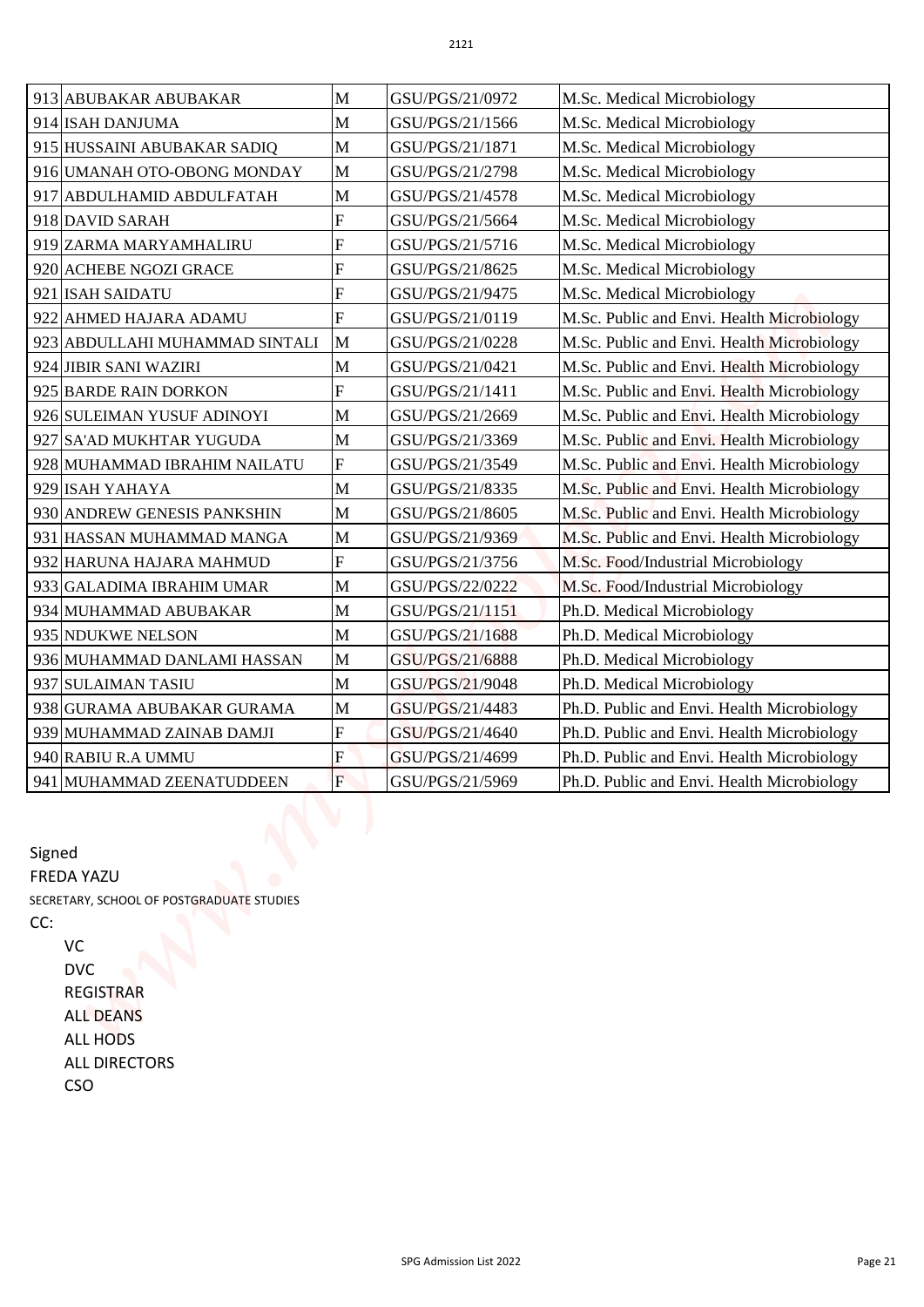| | | | | |
|---|---|---|---|---|
| 913 | ABUBAKAR ABUBAKAR | M | GSU/PGS/21/0972 | M.Sc. Medical Microbiology |
| 914 | ISAH DANJUMA | M | GSU/PGS/21/1566 | M.Sc. Medical Microbiology |
| 915 | HUSSAINI ABUBAKAR SADIQ | M | GSU/PGS/21/1871 | M.Sc. Medical Microbiology |
| 916 | UMANAH OTO-OBONG MONDAY | M | GSU/PGS/21/2798 | M.Sc. Medical Microbiology |
| 917 | ABDULHAMID ABDULFATAH | M | GSU/PGS/21/4578 | M.Sc. Medical Microbiology |
| 918 | DAVID SARAH | F | GSU/PGS/21/5664 | M.Sc. Medical Microbiology |
| 919 | ZARMA MARYAMHALIRU | F | GSU/PGS/21/5716 | M.Sc. Medical Microbiology |
| 920 | ACHEBE NGOZI GRACE | F | GSU/PGS/21/8625 | M.Sc. Medical Microbiology |
| 921 | ISAH SAIDATU | F | GSU/PGS/21/9475 | M.Sc. Medical Microbiology |
| 922 | AHMED HAJARA ADAMU | F | GSU/PGS/21/0119 | M.Sc. Public and Envi. Health Microbiology |
| 923 | ABDULLAHI MUHAMMAD SINTALI | M | GSU/PGS/21/0228 | M.Sc. Public and Envi. Health Microbiology |
| 924 | JIBIR SANI WAZIRI | M | GSU/PGS/21/0421 | M.Sc. Public and Envi. Health Microbiology |
| 925 | BARDE RAIN DORKON | F | GSU/PGS/21/1411 | M.Sc. Public and Envi. Health Microbiology |
| 926 | SULEIMAN YUSUF ADINOYI | M | GSU/PGS/21/2669 | M.Sc. Public and Envi. Health Microbiology |
| 927 | SA'AD MUKHTAR YUGUDA | M | GSU/PGS/21/3369 | M.Sc. Public and Envi. Health Microbiology |
| 928 | MUHAMMAD IBRAHIM NAILATU | F | GSU/PGS/21/3549 | M.Sc. Public and Envi. Health Microbiology |
| 929 | ISAH YAHAYA | M | GSU/PGS/21/8335 | M.Sc. Public and Envi. Health Microbiology |
| 930 | ANDREW GENESIS PANKSHIN | M | GSU/PGS/21/8605 | M.Sc. Public and Envi. Health Microbiology |
| 931 | HASSAN MUHAMMAD MANGA | M | GSU/PGS/21/9369 | M.Sc. Public and Envi. Health Microbiology |
| 932 | HARUNA HAJARA MAHMUD | F | GSU/PGS/21/3756 | M.Sc. Food/Industrial Microbiology |
| 933 | GALADIMA IBRAHIM UMAR | M | GSU/PGS/22/0222 | M.Sc. Food/Industrial Microbiology |
| 934 | MUHAMMAD ABUBAKAR | M | GSU/PGS/21/1151 | Ph.D. Medical Microbiology |
| 935 | NDUKWE NELSON | M | GSU/PGS/21/1688 | Ph.D. Medical Microbiology |
| 936 | MUHAMMAD DANLAMI HASSAN | M | GSU/PGS/21/6888 | Ph.D. Medical Microbiology |
| 937 | SULAIMAN TASIU | M | GSU/PGS/21/9048 | Ph.D. Medical Microbiology |
| 938 | GURAMA ABUBAKAR GURAMA | M | GSU/PGS/21/4483 | Ph.D. Public and Envi. Health Microbiology |
| 939 | MUHAMMAD ZAINAB DAMJI | F | GSU/PGS/21/4640 | Ph.D. Public and Envi. Health Microbiology |
| 940 | RABIU R.A UMMU | F | GSU/PGS/21/4699 | Ph.D. Public and Envi. Health Microbiology |
| 941 | MUHAMMAD ZEENATUDDEEN | F | GSU/PGS/21/5969 | Ph.D. Public and Envi. Health Microbiology |

Signed
FREDA YAZU
SECRETARY, SCHOOL OF POSTGRADUATE STUDIES

CC:

- VC
- DVC
- REGISTRAR
- ALL DEANS
- ALL HODS
- ALL DIRECTORS
- CSO